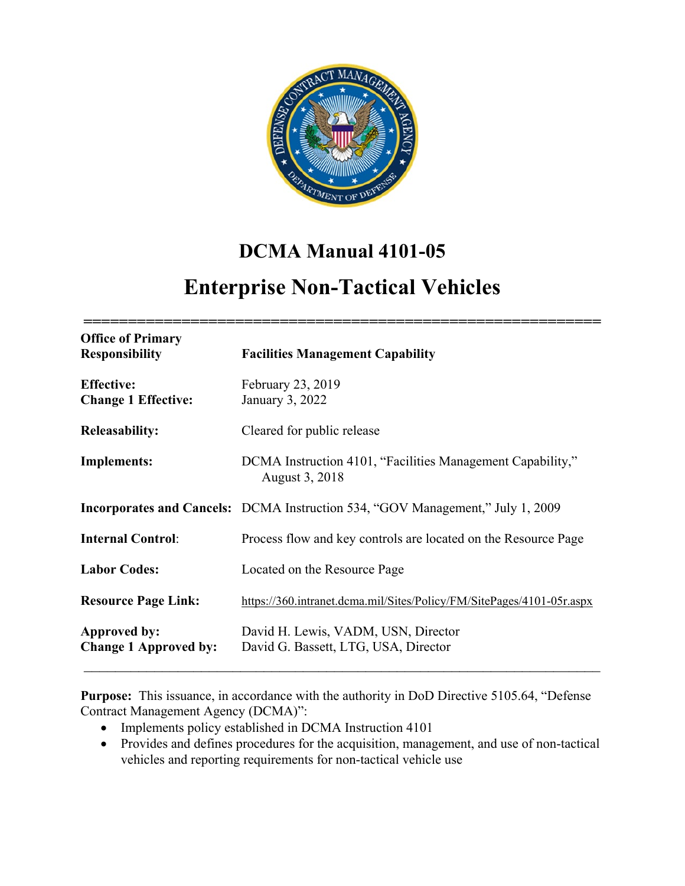# DCMA Manual 4101-05

# Enterprise Non-Tactical Vehicles

| | |
|---|---|
| **Office of Primary Responsibility** | **Facilities Management Capability** |
| **Effective:** | February 23, 2019 |
| **Change 1 Effective:** | January 3, 2022 |
| **Releasability:** | Cleared for public release |
| **Implements:** | DCMA Instruction 4101, "Facilities Management Capability," August 3, 2018 |
| **Incorporates and Cancels:** | DCMA Instruction 534, "GOV Management," July 1, 2009 |
| **Internal Control:** | Process flow and key controls are located on the Resource Page |
| **Labor Codes:** | Located on the Resource Page |
| **Resource Page Link:** | https://360.intranet.dcma.mil/Sites/Policy/FM/SitePages/4101-05r.aspx |
| **Approved by:** | David H. Lewis, VADM, USN, Director |
| **Change 1 Approved by:** | David G. Bassett, LTG, USA, Director |

**Purpose:** This issuance, in accordance with the authority in DoD Directive 5105.64, "Defense Contract Management Agency (DCMA)":

- Implements policy established in DCMA Instruction 4101
- Provides and defines procedures for the acquisition, management, and use of non-tactical vehicles and reporting requirements for non-tactical vehicle use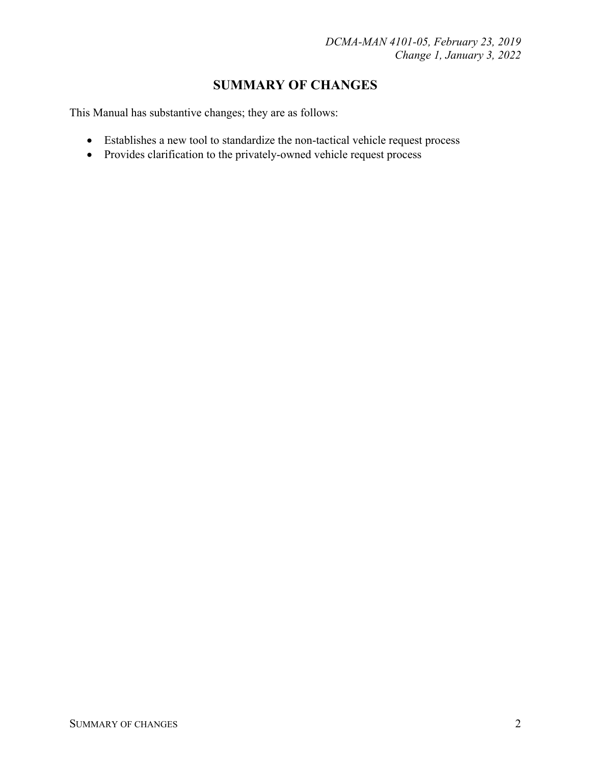# SUMMARY OF CHANGES

This Manual has substantive changes; they are as follows:

- Establishes a new tool to standardize the non-tactical vehicle request process
- Provides clarification to the privately-owned vehicle request process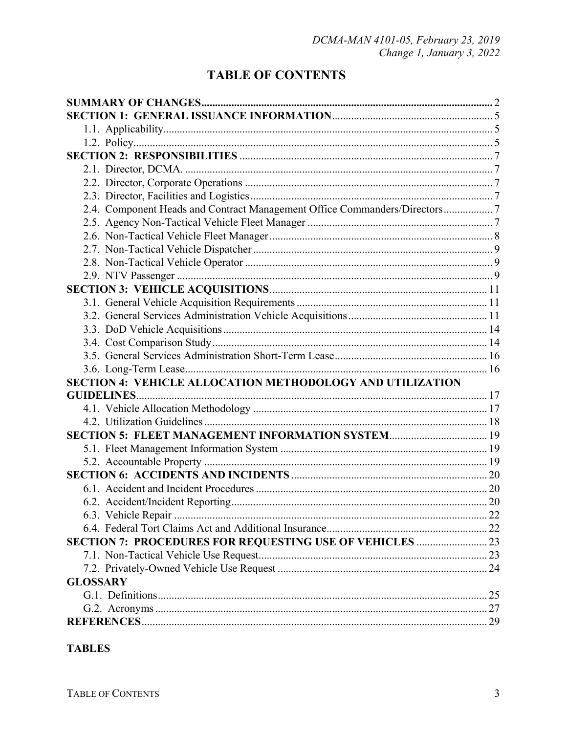# TABLE OF CONTENTS

**SUMMARY OF CHANGES** ........ 2

**SECTION 1: GENERAL ISSUANCE INFORMATION** ........ 5

- 1.1. Applicability ........ 5
- 1.2. Policy ........ 5

**SECTION 2: RESPONSIBILITIES** ........ 7

- 2.1. Director, DCMA. ........ 7
- 2.2. Director, Corporate Operations ........ 7
- 2.3. Director, Facilities and Logistics ........ 7
- 2.4. Component Heads and Contract Management Office Commanders/Directors ........ 7
- 2.5. Agency Non-Tactical Vehicle Fleet Manager ........ 7
- 2.6. Non-Tactical Vehicle Fleet Manager ........ 8
- 2.7. Non-Tactical Vehicle Dispatcher ........ 9
- 2.8. Non-Tactical Vehicle Operator ........ 9
- 2.9. NTV Passenger ........ 9

**SECTION 3: VEHICLE ACQUISITIONS** ........ 11

- 3.1. General Vehicle Acquisition Requirements ........ 11
- 3.2. General Services Administration Vehicle Acquisitions ........ 11
- 3.3. DoD Vehicle Acquisitions ........ 14
- 3.4. Cost Comparison Study ........ 14
- 3.5. General Services Administration Short-Term Lease ........ 16
- 3.6. Long-Term Lease ........ 16

**SECTION 4: VEHICLE ALLOCATION METHODOLOGY AND UTILIZATION GUIDELINES** ........ 17

- 4.1. Vehicle Allocation Methodology ........ 17
- 4.2. Utilization Guidelines ........ 18

**SECTION 5: FLEET MANAGEMENT INFORMATION SYSTEM** ........ 19

- 5.1. Fleet Management Information System ........ 19
- 5.2. Accountable Property ........ 19

**SECTION 6: ACCIDENTS AND INCIDENTS** ........ 20

- 6.1. Accident and Incident Procedures ........ 20
- 6.2. Accident/Incident Reporting ........ 20
- 6.3. Vehicle Repair ........ 22
- 6.4. Federal Tort Claims Act and Additional Insurance ........ 22

**SECTION 7: PROCEDURES FOR REQUESTING USE OF VEHICLES** ........ 23

- 7.1. Non-Tactical Vehicle Use Request ........ 23
- 7.2. Privately-Owned Vehicle Use Request ........ 24

**GLOSSARY**

- G.1. Definitions ........ 25
- G.2. Acronyms ........ 27

**REFERENCES** ........ 29

**TABLES**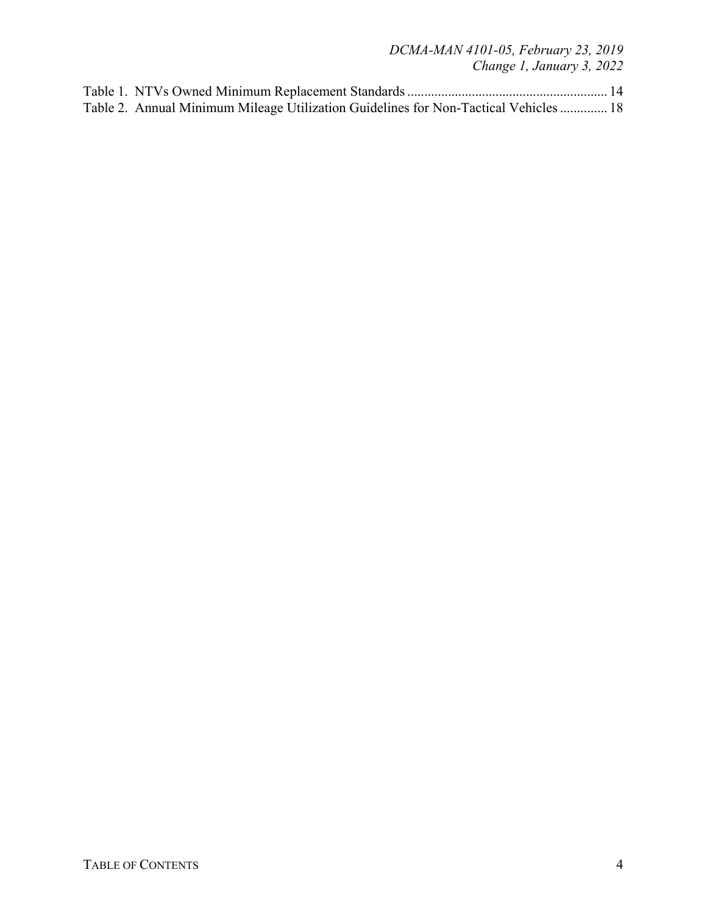Table 1. NTVs Owned Minimum Replacement Standards .......................................................... 14
Table 2. Annual Minimum Mileage Utilization Guidelines for Non-Tactical Vehicles .............. 18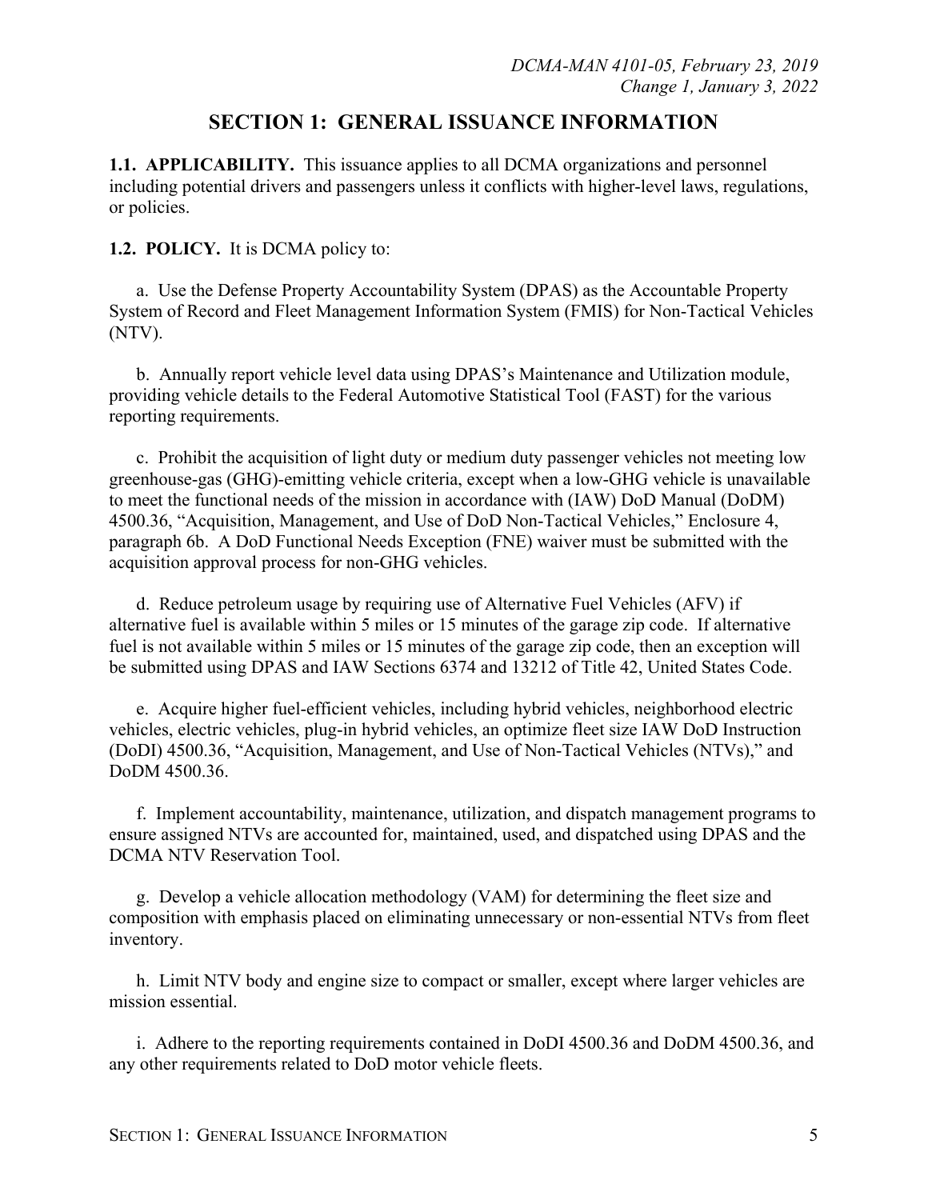# SECTION 1: GENERAL ISSUANCE INFORMATION

**1.1. APPLICABILITY.** This issuance applies to all DCMA organizations and personnel including potential drivers and passengers unless it conflicts with higher-level laws, regulations, or policies.

**1.2. POLICY.** It is DCMA policy to:

a. Use the Defense Property Accountability System (DPAS) as the Accountable Property System of Record and Fleet Management Information System (FMIS) for Non-Tactical Vehicles (NTV).

b. Annually report vehicle level data using DPAS's Maintenance and Utilization module, providing vehicle details to the Federal Automotive Statistical Tool (FAST) for the various reporting requirements.

c. Prohibit the acquisition of light duty or medium duty passenger vehicles not meeting low greenhouse-gas (GHG)-emitting vehicle criteria, except when a low-GHG vehicle is unavailable to meet the functional needs of the mission in accordance with (IAW) DoD Manual (DoDM) 4500.36, "Acquisition, Management, and Use of DoD Non-Tactical Vehicles," Enclosure 4, paragraph 6b. A DoD Functional Needs Exception (FNE) waiver must be submitted with the acquisition approval process for non-GHG vehicles.

d. Reduce petroleum usage by requiring use of Alternative Fuel Vehicles (AFV) if alternative fuel is available within 5 miles or 15 minutes of the garage zip code. If alternative fuel is not available within 5 miles or 15 minutes of the garage zip code, then an exception will be submitted using DPAS and IAW Sections 6374 and 13212 of Title 42, United States Code.

e. Acquire higher fuel-efficient vehicles, including hybrid vehicles, neighborhood electric vehicles, electric vehicles, plug-in hybrid vehicles, an optimize fleet size IAW DoD Instruction (DoDI) 4500.36, "Acquisition, Management, and Use of Non-Tactical Vehicles (NTVs)," and DoDM 4500.36.

f. Implement accountability, maintenance, utilization, and dispatch management programs to ensure assigned NTVs are accounted for, maintained, used, and dispatched using DPAS and the DCMA NTV Reservation Tool.

g. Develop a vehicle allocation methodology (VAM) for determining the fleet size and composition with emphasis placed on eliminating unnecessary or non-essential NTVs from fleet inventory.

h. Limit NTV body and engine size to compact or smaller, except where larger vehicles are mission essential.

i. Adhere to the reporting requirements contained in DoDI 4500.36 and DoDM 4500.36, and any other requirements related to DoD motor vehicle fleets.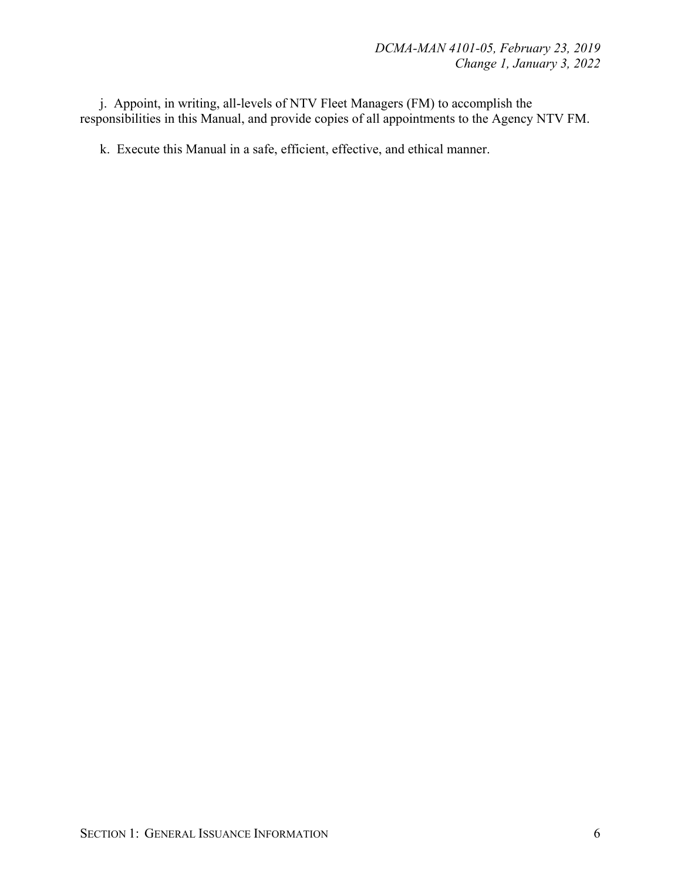j. Appoint, in writing, all-levels of NTV Fleet Managers (FM) to accomplish the responsibilities in this Manual, and provide copies of all appointments to the Agency NTV FM.

k. Execute this Manual in a safe, efficient, effective, and ethical manner.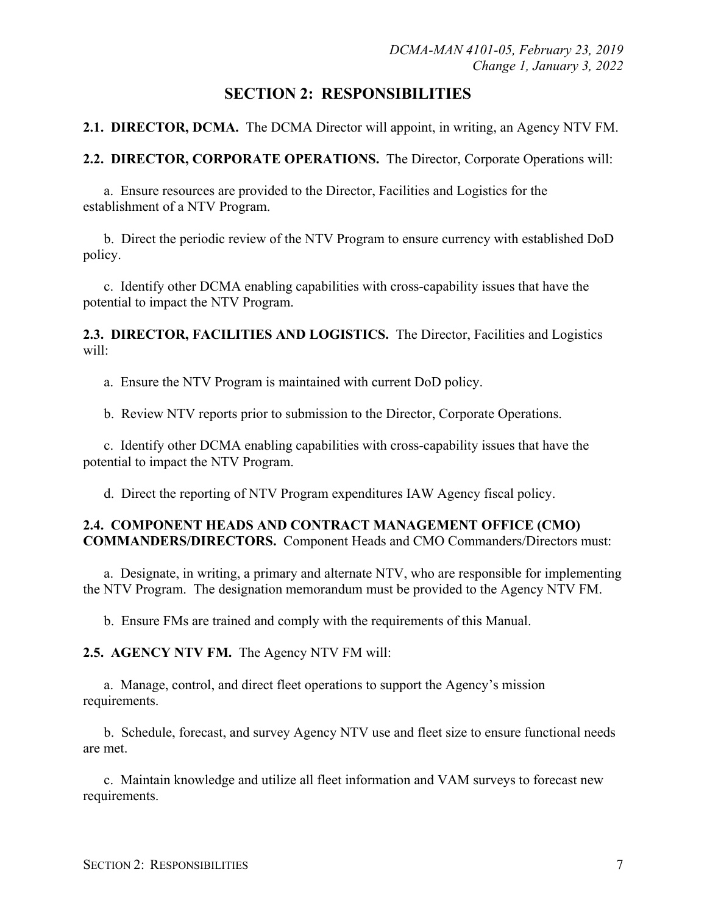## SECTION 2: RESPONSIBILITIES

**2.1. DIRECTOR, DCMA.** The DCMA Director will appoint, in writing, an Agency NTV FM.

**2.2. DIRECTOR, CORPORATE OPERATIONS.** The Director, Corporate Operations will:

a. Ensure resources are provided to the Director, Facilities and Logistics for the establishment of a NTV Program.

b. Direct the periodic review of the NTV Program to ensure currency with established DoD policy.

c. Identify other DCMA enabling capabilities with cross-capability issues that have the potential to impact the NTV Program.

**2.3. DIRECTOR, FACILITIES AND LOGISTICS.** The Director, Facilities and Logistics will:

a. Ensure the NTV Program is maintained with current DoD policy.

b. Review NTV reports prior to submission to the Director, Corporate Operations.

c. Identify other DCMA enabling capabilities with cross-capability issues that have the potential to impact the NTV Program.

d. Direct the reporting of NTV Program expenditures IAW Agency fiscal policy.

**2.4. COMPONENT HEADS AND CONTRACT MANAGEMENT OFFICE (CMO) COMMANDERS/DIRECTORS.** Component Heads and CMO Commanders/Directors must:

a. Designate, in writing, a primary and alternate NTV, who are responsible for implementing the NTV Program. The designation memorandum must be provided to the Agency NTV FM.

b. Ensure FMs are trained and comply with the requirements of this Manual.

**2.5. AGENCY NTV FM.** The Agency NTV FM will:

a. Manage, control, and direct fleet operations to support the Agency's mission requirements.

b. Schedule, forecast, and survey Agency NTV use and fleet size to ensure functional needs are met.

c. Maintain knowledge and utilize all fleet information and VAM surveys to forecast new requirements.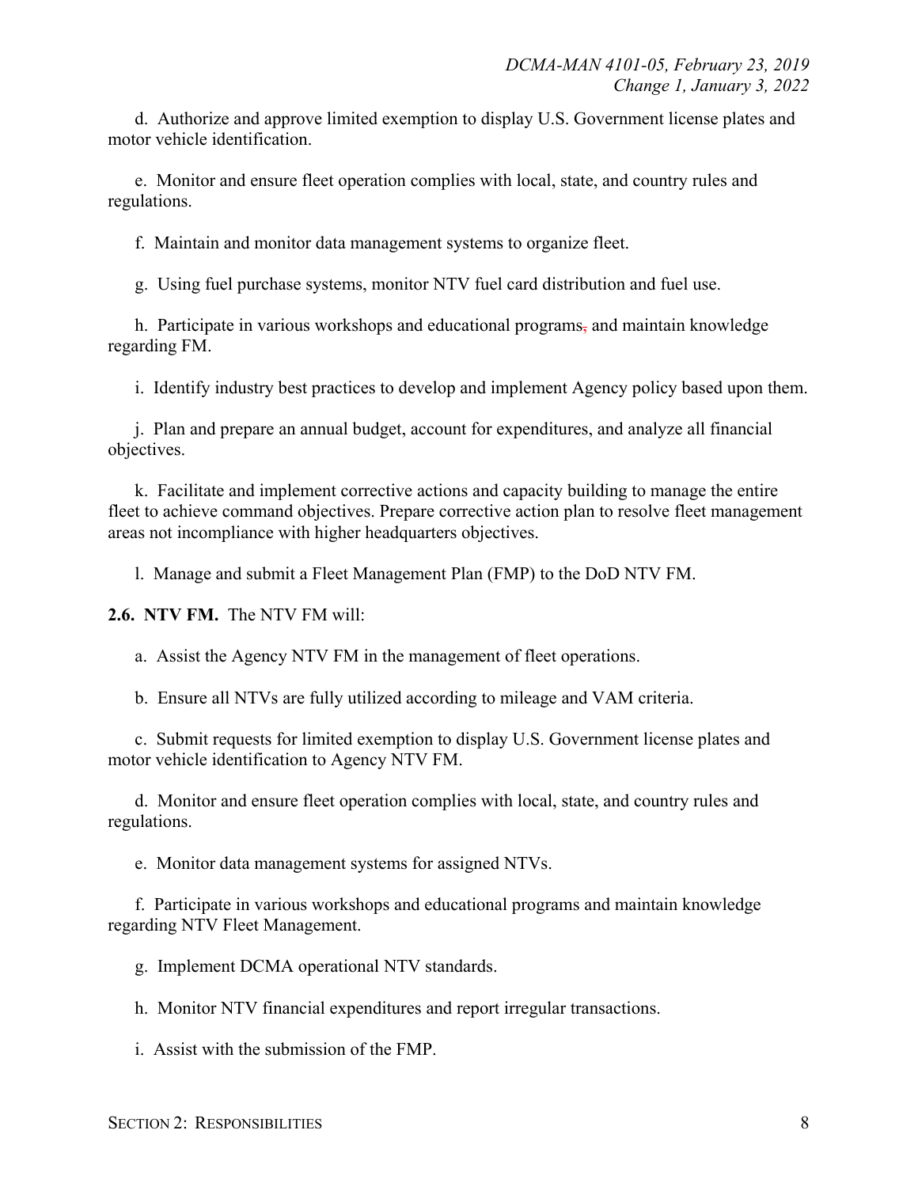d. Authorize and approve limited exemption to display U.S. Government license plates and motor vehicle identification.

e. Monitor and ensure fleet operation complies with local, state, and country rules and regulations.

f. Maintain and monitor data management systems to organize fleet.

g. Using fuel purchase systems, monitor NTV fuel card distribution and fuel use.

h. Participate in various workshops and educational programs, and maintain knowledge regarding FM.

i. Identify industry best practices to develop and implement Agency policy based upon them.

j. Plan and prepare an annual budget, account for expenditures, and analyze all financial objectives.

k. Facilitate and implement corrective actions and capacity building to manage the entire fleet to achieve command objectives. Prepare corrective action plan to resolve fleet management areas not incompliance with higher headquarters objectives.

l. Manage and submit a Fleet Management Plan (FMP) to the DoD NTV FM.

**2.6. NTV FM.** The NTV FM will:

a. Assist the Agency NTV FM in the management of fleet operations.

b. Ensure all NTVs are fully utilized according to mileage and VAM criteria.

c. Submit requests for limited exemption to display U.S. Government license plates and motor vehicle identification to Agency NTV FM.

d. Monitor and ensure fleet operation complies with local, state, and country rules and regulations.

e. Monitor data management systems for assigned NTVs.

f. Participate in various workshops and educational programs and maintain knowledge regarding NTV Fleet Management.

g. Implement DCMA operational NTV standards.

h. Monitor NTV financial expenditures and report irregular transactions.

i. Assist with the submission of the FMP.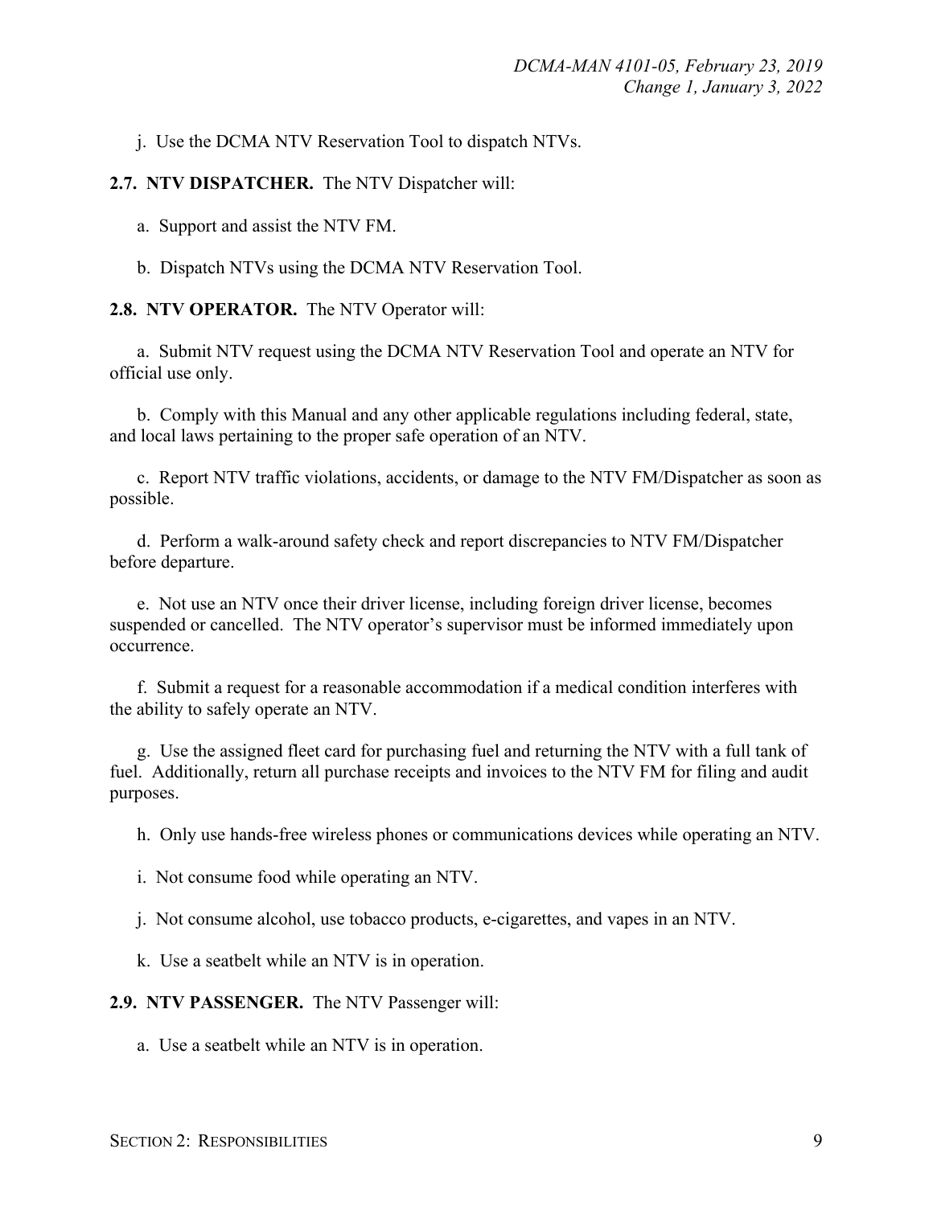j. Use the DCMA NTV Reservation Tool to dispatch NTVs.

**2.7. NTV DISPATCHER.** The NTV Dispatcher will:

a. Support and assist the NTV FM.

b. Dispatch NTVs using the DCMA NTV Reservation Tool.

**2.8. NTV OPERATOR.** The NTV Operator will:

a. Submit NTV request using the DCMA NTV Reservation Tool and operate an NTV for official use only.

b. Comply with this Manual and any other applicable regulations including federal, state, and local laws pertaining to the proper safe operation of an NTV.

c. Report NTV traffic violations, accidents, or damage to the NTV FM/Dispatcher as soon as possible.

d. Perform a walk-around safety check and report discrepancies to NTV FM/Dispatcher before departure.

e. Not use an NTV once their driver license, including foreign driver license, becomes suspended or cancelled. The NTV operator's supervisor must be informed immediately upon occurrence.

f. Submit a request for a reasonable accommodation if a medical condition interferes with the ability to safely operate an NTV.

g. Use the assigned fleet card for purchasing fuel and returning the NTV with a full tank of fuel. Additionally, return all purchase receipts and invoices to the NTV FM for filing and audit purposes.

h. Only use hands-free wireless phones or communications devices while operating an NTV.

i. Not consume food while operating an NTV.

j. Not consume alcohol, use tobacco products, e-cigarettes, and vapes in an NTV.

k. Use a seatbelt while an NTV is in operation.

**2.9. NTV PASSENGER.** The NTV Passenger will:

a. Use a seatbelt while an NTV is in operation.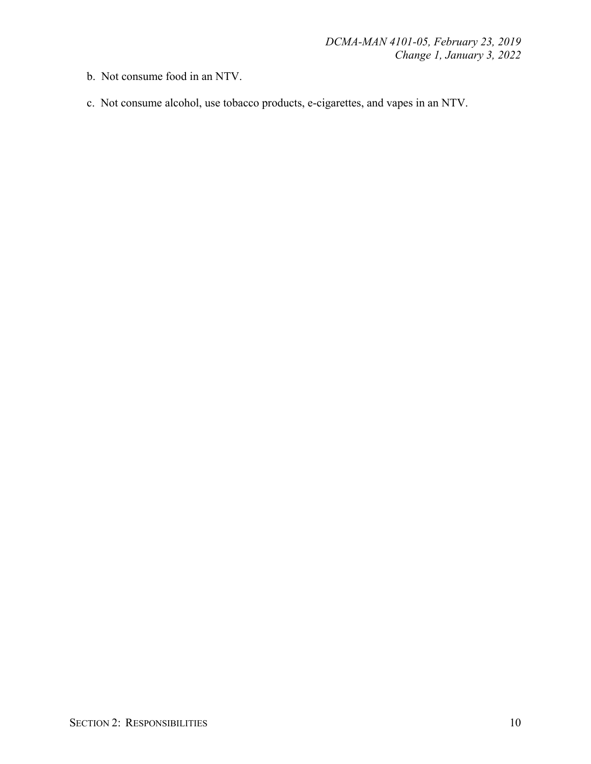b. Not consume food in an NTV.

c. Not consume alcohol, use tobacco products, e-cigarettes, and vapes in an NTV.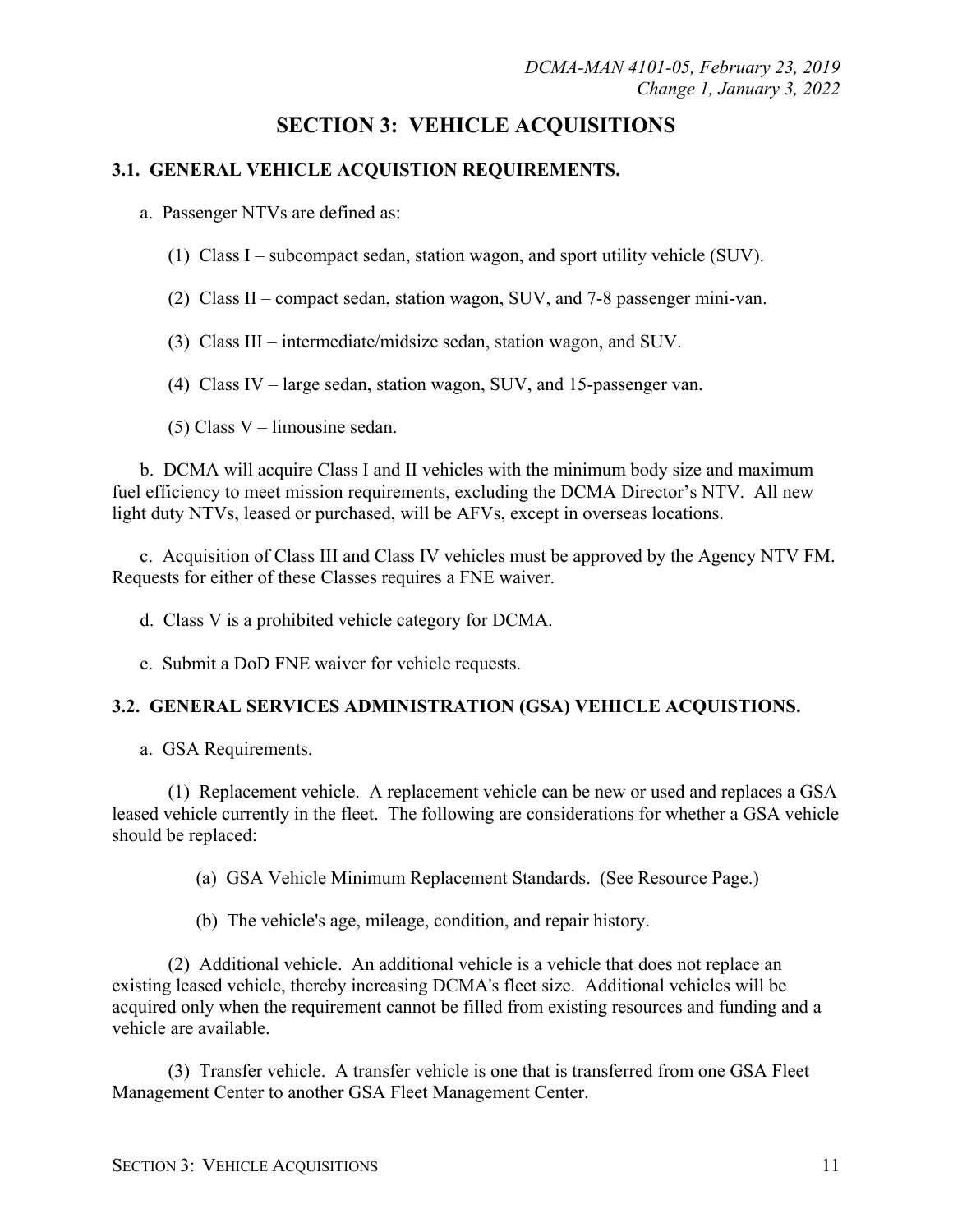# SECTION 3: VEHICLE ACQUISITIONS

## 3.1. GENERAL VEHICLE ACQUISTION REQUIREMENTS.

a. Passenger NTVs are defined as:

(1) Class I – subcompact sedan, station wagon, and sport utility vehicle (SUV).

(2) Class II – compact sedan, station wagon, SUV, and 7-8 passenger mini-van.

(3) Class III – intermediate/midsize sedan, station wagon, and SUV.

(4) Class IV – large sedan, station wagon, SUV, and 15-passenger van.

(5) Class V – limousine sedan.

b. DCMA will acquire Class I and II vehicles with the minimum body size and maximum fuel efficiency to meet mission requirements, excluding the DCMA Director's NTV. All new light duty NTVs, leased or purchased, will be AFVs, except in overseas locations.

c. Acquisition of Class III and Class IV vehicles must be approved by the Agency NTV FM. Requests for either of these Classes requires a FNE waiver.

d. Class V is a prohibited vehicle category for DCMA.

e. Submit a DoD FNE waiver for vehicle requests.

## 3.2. GENERAL SERVICES ADMINISTRATION (GSA) VEHICLE ACQUISTIONS.

a. GSA Requirements.

(1) Replacement vehicle. A replacement vehicle can be new or used and replaces a GSA leased vehicle currently in the fleet. The following are considerations for whether a GSA vehicle should be replaced:

(a) GSA Vehicle Minimum Replacement Standards. (See Resource Page.)

(b) The vehicle's age, mileage, condition, and repair history.

(2) Additional vehicle. An additional vehicle is a vehicle that does not replace an existing leased vehicle, thereby increasing DCMA's fleet size. Additional vehicles will be acquired only when the requirement cannot be filled from existing resources and funding and a vehicle are available.

(3) Transfer vehicle. A transfer vehicle is one that is transferred from one GSA Fleet Management Center to another GSA Fleet Management Center.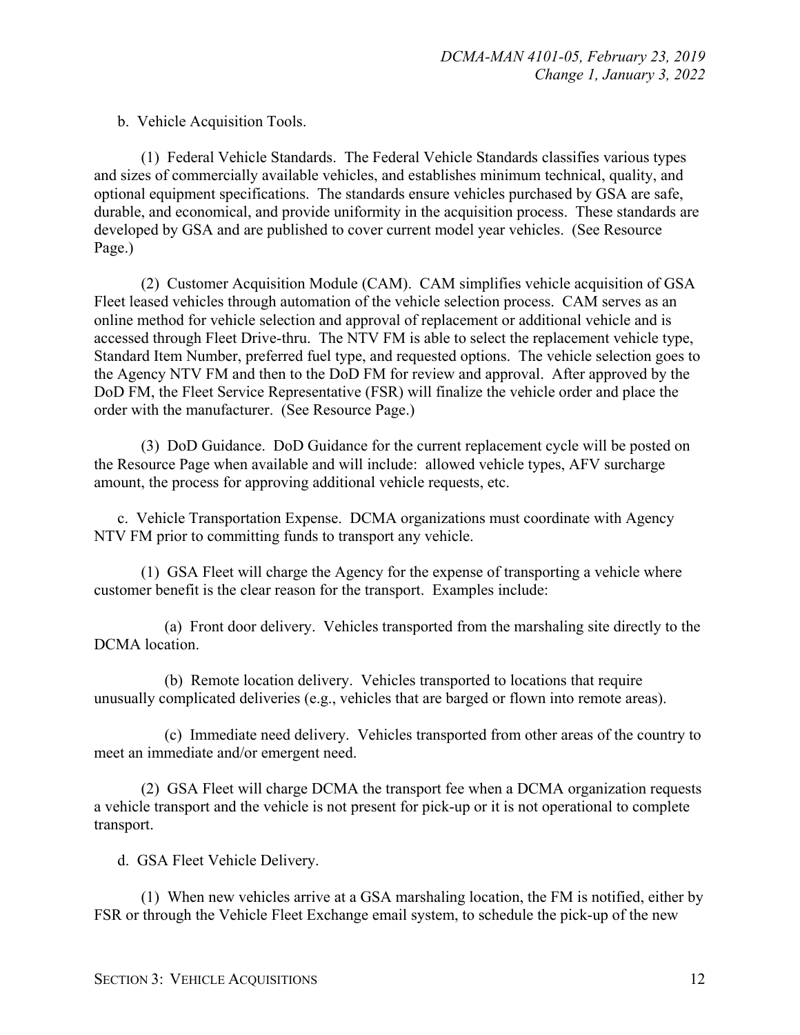b. Vehicle Acquisition Tools.

(1) Federal Vehicle Standards. The Federal Vehicle Standards classifies various types and sizes of commercially available vehicles, and establishes minimum technical, quality, and optional equipment specifications. The standards ensure vehicles purchased by GSA are safe, durable, and economical, and provide uniformity in the acquisition process. These standards are developed by GSA and are published to cover current model year vehicles. (See Resource Page.)

(2) Customer Acquisition Module (CAM). CAM simplifies vehicle acquisition of GSA Fleet leased vehicles through automation of the vehicle selection process. CAM serves as an online method for vehicle selection and approval of replacement or additional vehicle and is accessed through Fleet Drive-thru. The NTV FM is able to select the replacement vehicle type, Standard Item Number, preferred fuel type, and requested options. The vehicle selection goes to the Agency NTV FM and then to the DoD FM for review and approval. After approved by the DoD FM, the Fleet Service Representative (FSR) will finalize the vehicle order and place the order with the manufacturer. (See Resource Page.)

(3) DoD Guidance. DoD Guidance for the current replacement cycle will be posted on the Resource Page when available and will include: allowed vehicle types, AFV surcharge amount, the process for approving additional vehicle requests, etc.

c. Vehicle Transportation Expense. DCMA organizations must coordinate with Agency NTV FM prior to committing funds to transport any vehicle.

(1) GSA Fleet will charge the Agency for the expense of transporting a vehicle where customer benefit is the clear reason for the transport. Examples include:

(a) Front door delivery. Vehicles transported from the marshaling site directly to the DCMA location.

(b) Remote location delivery. Vehicles transported to locations that require unusually complicated deliveries (e.g., vehicles that are barged or flown into remote areas).

(c) Immediate need delivery. Vehicles transported from other areas of the country to meet an immediate and/or emergent need.

(2) GSA Fleet will charge DCMA the transport fee when a DCMA organization requests a vehicle transport and the vehicle is not present for pick-up or it is not operational to complete transport.

d. GSA Fleet Vehicle Delivery.

(1) When new vehicles arrive at a GSA marshaling location, the FM is notified, either by FSR or through the Vehicle Fleet Exchange email system, to schedule the pick-up of the new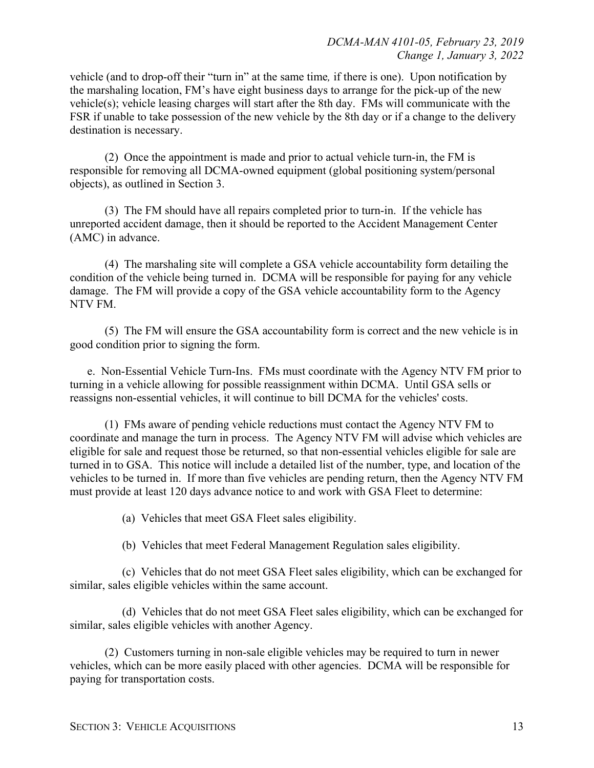vehicle (and to drop-off their "turn in" at the same time, if there is one). Upon notification by the marshaling location, FM's have eight business days to arrange for the pick-up of the new vehicle(s); vehicle leasing charges will start after the 8th day. FMs will communicate with the FSR if unable to take possession of the new vehicle by the 8th day or if a change to the delivery destination is necessary.

(2) Once the appointment is made and prior to actual vehicle turn-in, the FM is responsible for removing all DCMA-owned equipment (global positioning system/personal objects), as outlined in Section 3.

(3) The FM should have all repairs completed prior to turn-in. If the vehicle has unreported accident damage, then it should be reported to the Accident Management Center (AMC) in advance.

(4) The marshaling site will complete a GSA vehicle accountability form detailing the condition of the vehicle being turned in. DCMA will be responsible for paying for any vehicle damage. The FM will provide a copy of the GSA vehicle accountability form to the Agency NTV FM.

(5) The FM will ensure the GSA accountability form is correct and the new vehicle is in good condition prior to signing the form.

e. Non-Essential Vehicle Turn-Ins. FMs must coordinate with the Agency NTV FM prior to turning in a vehicle allowing for possible reassignment within DCMA. Until GSA sells or reassigns non-essential vehicles, it will continue to bill DCMA for the vehicles' costs.

(1) FMs aware of pending vehicle reductions must contact the Agency NTV FM to coordinate and manage the turn in process. The Agency NTV FM will advise which vehicles are eligible for sale and request those be returned, so that non-essential vehicles eligible for sale are turned in to GSA. This notice will include a detailed list of the number, type, and location of the vehicles to be turned in. If more than five vehicles are pending return, then the Agency NTV FM must provide at least 120 days advance notice to and work with GSA Fleet to determine:

(a) Vehicles that meet GSA Fleet sales eligibility.

(b) Vehicles that meet Federal Management Regulation sales eligibility.

(c) Vehicles that do not meet GSA Fleet sales eligibility, which can be exchanged for similar, sales eligible vehicles within the same account.

(d) Vehicles that do not meet GSA Fleet sales eligibility, which can be exchanged for similar, sales eligible vehicles with another Agency.

(2) Customers turning in non-sale eligible vehicles may be required to turn in newer vehicles, which can be more easily placed with other agencies. DCMA will be responsible for paying for transportation costs.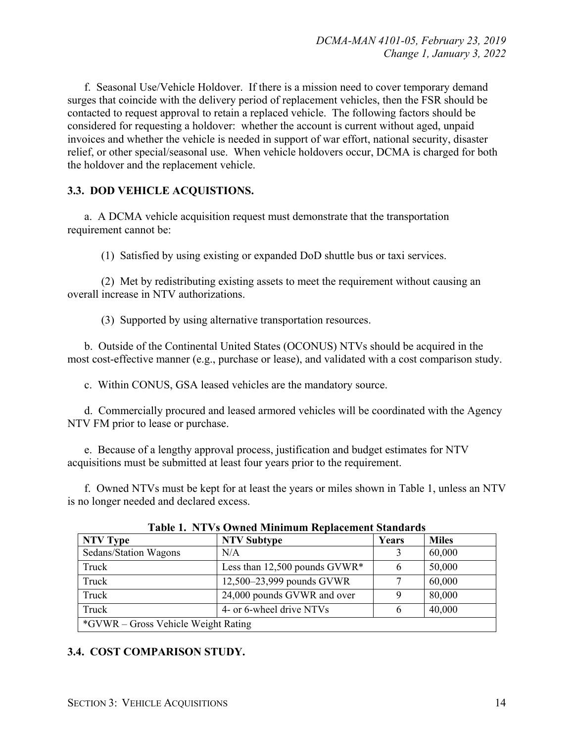f. Seasonal Use/Vehicle Holdover. If there is a mission need to cover temporary demand surges that coincide with the delivery period of replacement vehicles, then the FSR should be contacted to request approval to retain a replaced vehicle. The following factors should be considered for requesting a holdover: whether the account is current without aged, unpaid invoices and whether the vehicle is needed in support of war effort, national security, disaster relief, or other special/seasonal use. When vehicle holdovers occur, DCMA is charged for both the holdover and the replacement vehicle.

## 3.3. DOD VEHICLE ACQUISTIONS.

a. A DCMA vehicle acquisition request must demonstrate that the transportation requirement cannot be:

(1) Satisfied by using existing or expanded DoD shuttle bus or taxi services.

(2) Met by redistributing existing assets to meet the requirement without causing an overall increase in NTV authorizations.

(3) Supported by using alternative transportation resources.

b. Outside of the Continental United States (OCONUS) NTVs should be acquired in the most cost-effective manner (e.g., purchase or lease), and validated with a cost comparison study.

c. Within CONUS, GSA leased vehicles are the mandatory source.

d. Commercially procured and leased armored vehicles will be coordinated with the Agency NTV FM prior to lease or purchase.

e. Because of a lengthy approval process, justification and budget estimates for NTV acquisitions must be submitted at least four years prior to the requirement.

f. Owned NTVs must be kept for at least the years or miles shown in Table 1, unless an NTV is no longer needed and declared excess.

**Table 1. NTVs Owned Minimum Replacement Standards**

| NTV Type | NTV Subtype | Years | Miles |
|---|---|---|---|
| Sedans/Station Wagons | N/A | 3 | 60,000 |
| Truck | Less than 12,500 pounds GVWR* | 6 | 50,000 |
| Truck | 12,500–23,999 pounds GVWR | 7 | 60,000 |
| Truck | 24,000 pounds GVWR and over | 9 | 80,000 |
| Truck | 4- or 6-wheel drive NTVs | 6 | 40,000 |
| *GVWR – Gross Vehicle Weight Rating | | | |

## 3.4. COST COMPARISON STUDY.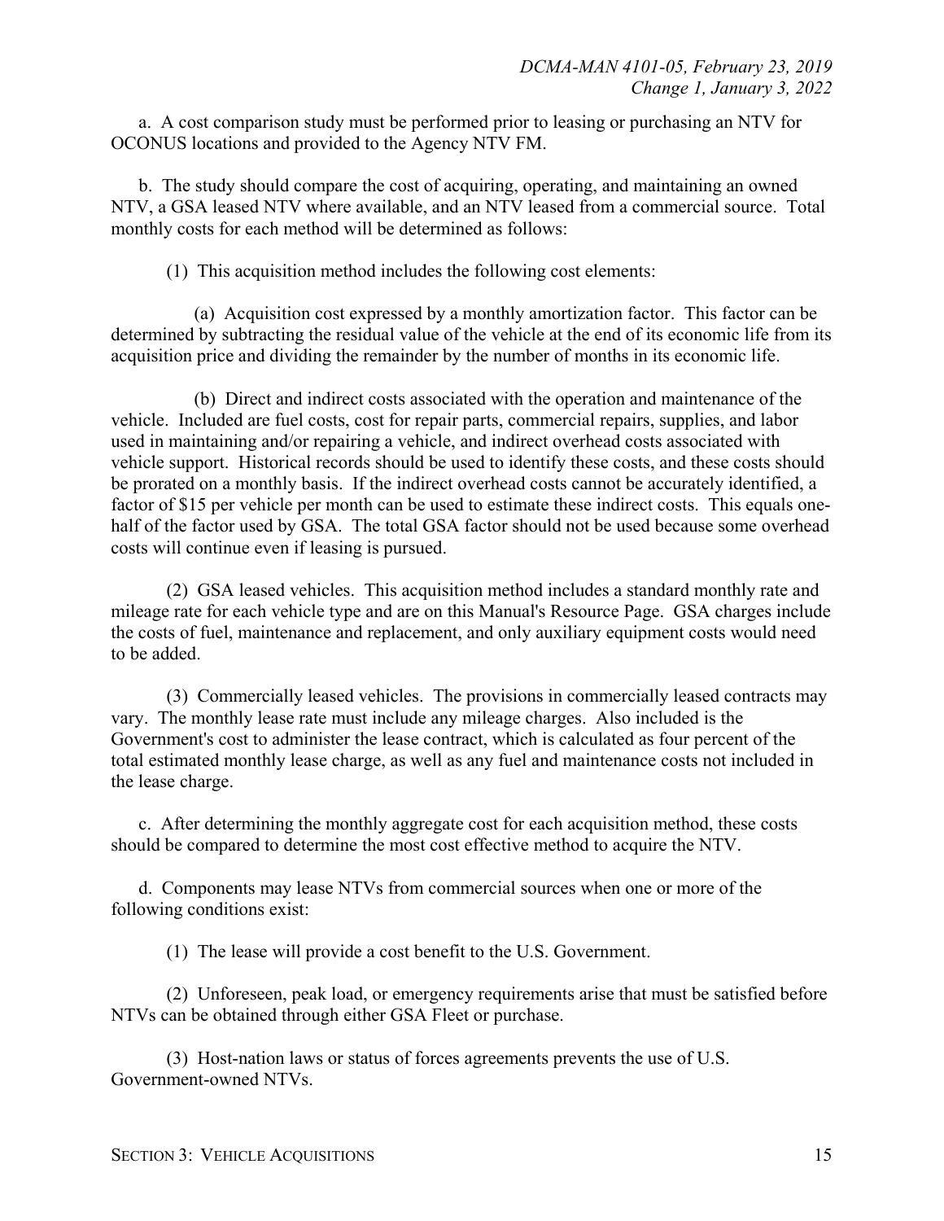a. A cost comparison study must be performed prior to leasing or purchasing an NTV for OCONUS locations and provided to the Agency NTV FM.

b. The study should compare the cost of acquiring, operating, and maintaining an owned NTV, a GSA leased NTV where available, and an NTV leased from a commercial source. Total monthly costs for each method will be determined as follows:

(1) This acquisition method includes the following cost elements:

(a) Acquisition cost expressed by a monthly amortization factor. This factor can be determined by subtracting the residual value of the vehicle at the end of its economic life from its acquisition price and dividing the remainder by the number of months in its economic life.

(b) Direct and indirect costs associated with the operation and maintenance of the vehicle. Included are fuel costs, cost for repair parts, commercial repairs, supplies, and labor used in maintaining and/or repairing a vehicle, and indirect overhead costs associated with vehicle support. Historical records should be used to identify these costs, and these costs should be prorated on a monthly basis. If the indirect overhead costs cannot be accurately identified, a factor of $15 per vehicle per month can be used to estimate these indirect costs. This equals one-half of the factor used by GSA. The total GSA factor should not be used because some overhead costs will continue even if leasing is pursued.

(2) GSA leased vehicles. This acquisition method includes a standard monthly rate and mileage rate for each vehicle type and are on this Manual's Resource Page. GSA charges include the costs of fuel, maintenance and replacement, and only auxiliary equipment costs would need to be added.

(3) Commercially leased vehicles. The provisions in commercially leased contracts may vary. The monthly lease rate must include any mileage charges. Also included is the Government's cost to administer the lease contract, which is calculated as four percent of the total estimated monthly lease charge, as well as any fuel and maintenance costs not included in the lease charge.

c. After determining the monthly aggregate cost for each acquisition method, these costs should be compared to determine the most cost effective method to acquire the NTV.

d. Components may lease NTVs from commercial sources when one or more of the following conditions exist:

(1) The lease will provide a cost benefit to the U.S. Government.

(2) Unforeseen, peak load, or emergency requirements arise that must be satisfied before NTVs can be obtained through either GSA Fleet or purchase.

(3) Host-nation laws or status of forces agreements prevents the use of U.S. Government-owned NTVs.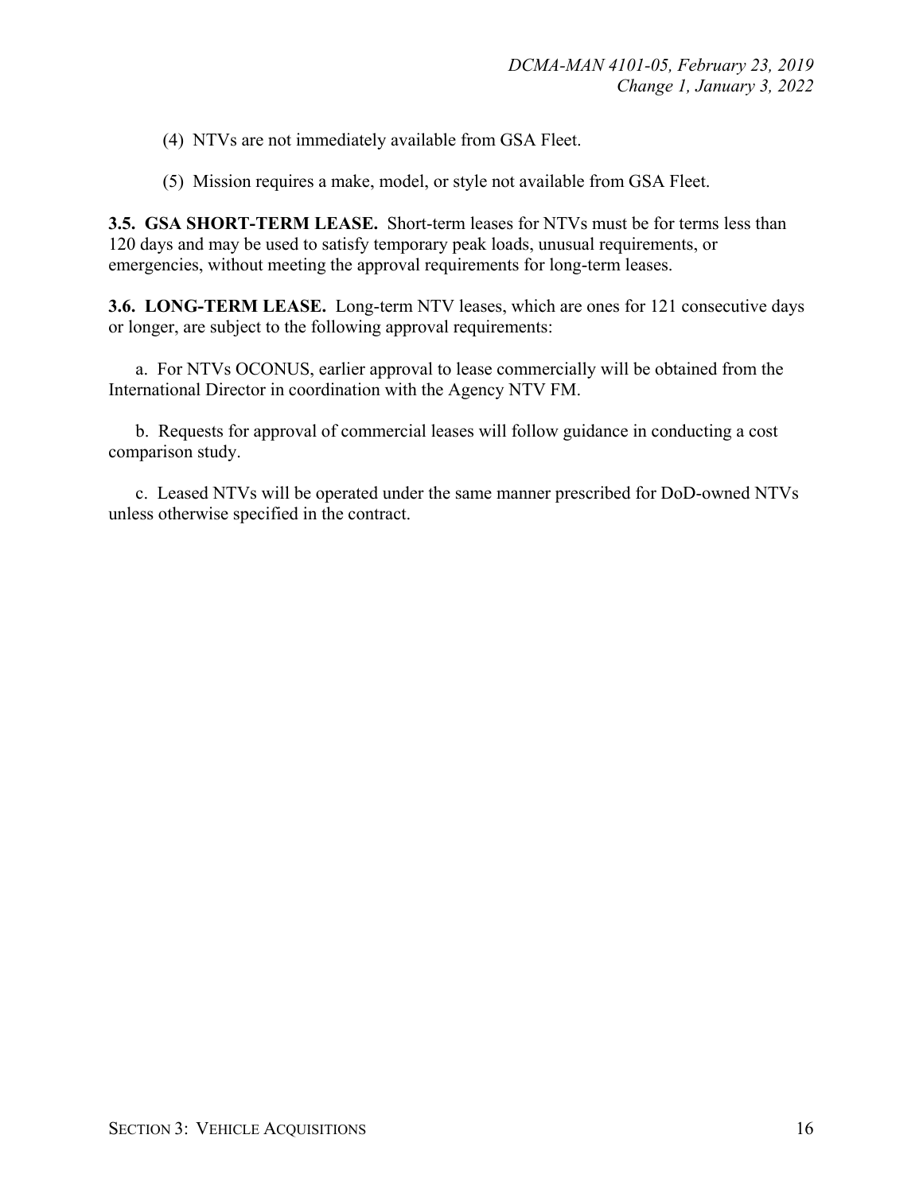(4) NTVs are not immediately available from GSA Fleet.

(5) Mission requires a make, model, or style not available from GSA Fleet.

**3.5. GSA SHORT-TERM LEASE.** Short-term leases for NTVs must be for terms less than 120 days and may be used to satisfy temporary peak loads, unusual requirements, or emergencies, without meeting the approval requirements for long-term leases.

**3.6. LONG-TERM LEASE.** Long-term NTV leases, which are ones for 121 consecutive days or longer, are subject to the following approval requirements:

a. For NTVs OCONUS, earlier approval to lease commercially will be obtained from the International Director in coordination with the Agency NTV FM.

b. Requests for approval of commercial leases will follow guidance in conducting a cost comparison study.

c. Leased NTVs will be operated under the same manner prescribed for DoD-owned NTVs unless otherwise specified in the contract.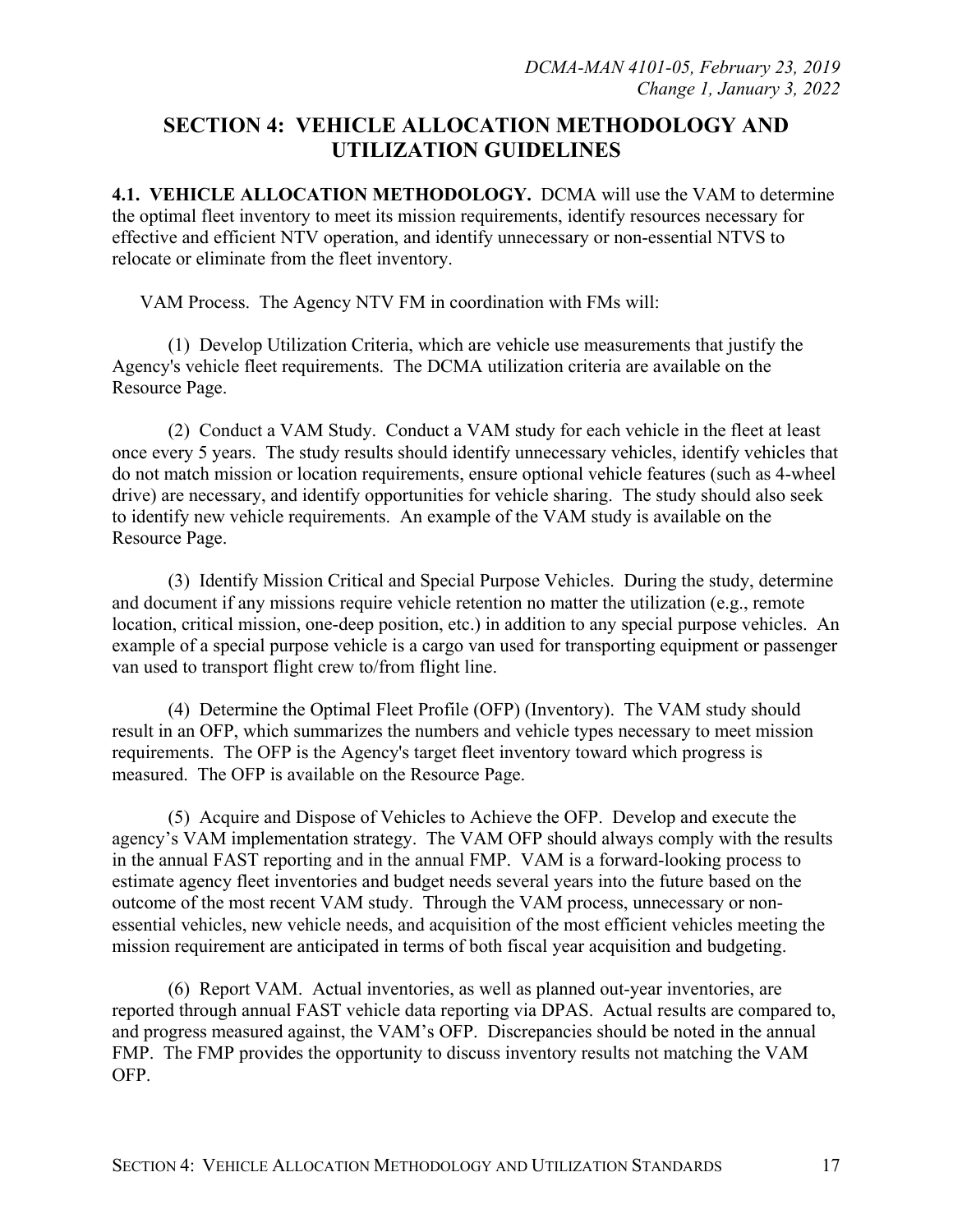## SECTION 4: VEHICLE ALLOCATION METHODOLOGY AND UTILIZATION GUIDELINES

**4.1. VEHICLE ALLOCATION METHODOLOGY.** DCMA will use the VAM to determine the optimal fleet inventory to meet its mission requirements, identify resources necessary for effective and efficient NTV operation, and identify unnecessary or non-essential NTVS to relocate or eliminate from the fleet inventory.

VAM Process. The Agency NTV FM in coordination with FMs will:

(1) Develop Utilization Criteria, which are vehicle use measurements that justify the Agency's vehicle fleet requirements. The DCMA utilization criteria are available on the Resource Page.

(2) Conduct a VAM Study. Conduct a VAM study for each vehicle in the fleet at least once every 5 years. The study results should identify unnecessary vehicles, identify vehicles that do not match mission or location requirements, ensure optional vehicle features (such as 4-wheel drive) are necessary, and identify opportunities for vehicle sharing. The study should also seek to identify new vehicle requirements. An example of the VAM study is available on the Resource Page.

(3) Identify Mission Critical and Special Purpose Vehicles. During the study, determine and document if any missions require vehicle retention no matter the utilization (e.g., remote location, critical mission, one-deep position, etc.) in addition to any special purpose vehicles. An example of a special purpose vehicle is a cargo van used for transporting equipment or passenger van used to transport flight crew to/from flight line.

(4) Determine the Optimal Fleet Profile (OFP) (Inventory). The VAM study should result in an OFP, which summarizes the numbers and vehicle types necessary to meet mission requirements. The OFP is the Agency's target fleet inventory toward which progress is measured. The OFP is available on the Resource Page.

(5) Acquire and Dispose of Vehicles to Achieve the OFP. Develop and execute the agency's VAM implementation strategy. The VAM OFP should always comply with the results in the annual FAST reporting and in the annual FMP. VAM is a forward-looking process to estimate agency fleet inventories and budget needs several years into the future based on the outcome of the most recent VAM study. Through the VAM process, unnecessary or non-essential vehicles, new vehicle needs, and acquisition of the most efficient vehicles meeting the mission requirement are anticipated in terms of both fiscal year acquisition and budgeting.

(6) Report VAM. Actual inventories, as well as planned out-year inventories, are reported through annual FAST vehicle data reporting via DPAS. Actual results are compared to, and progress measured against, the VAM's OFP. Discrepancies should be noted in the annual FMP. The FMP provides the opportunity to discuss inventory results not matching the VAM OFP.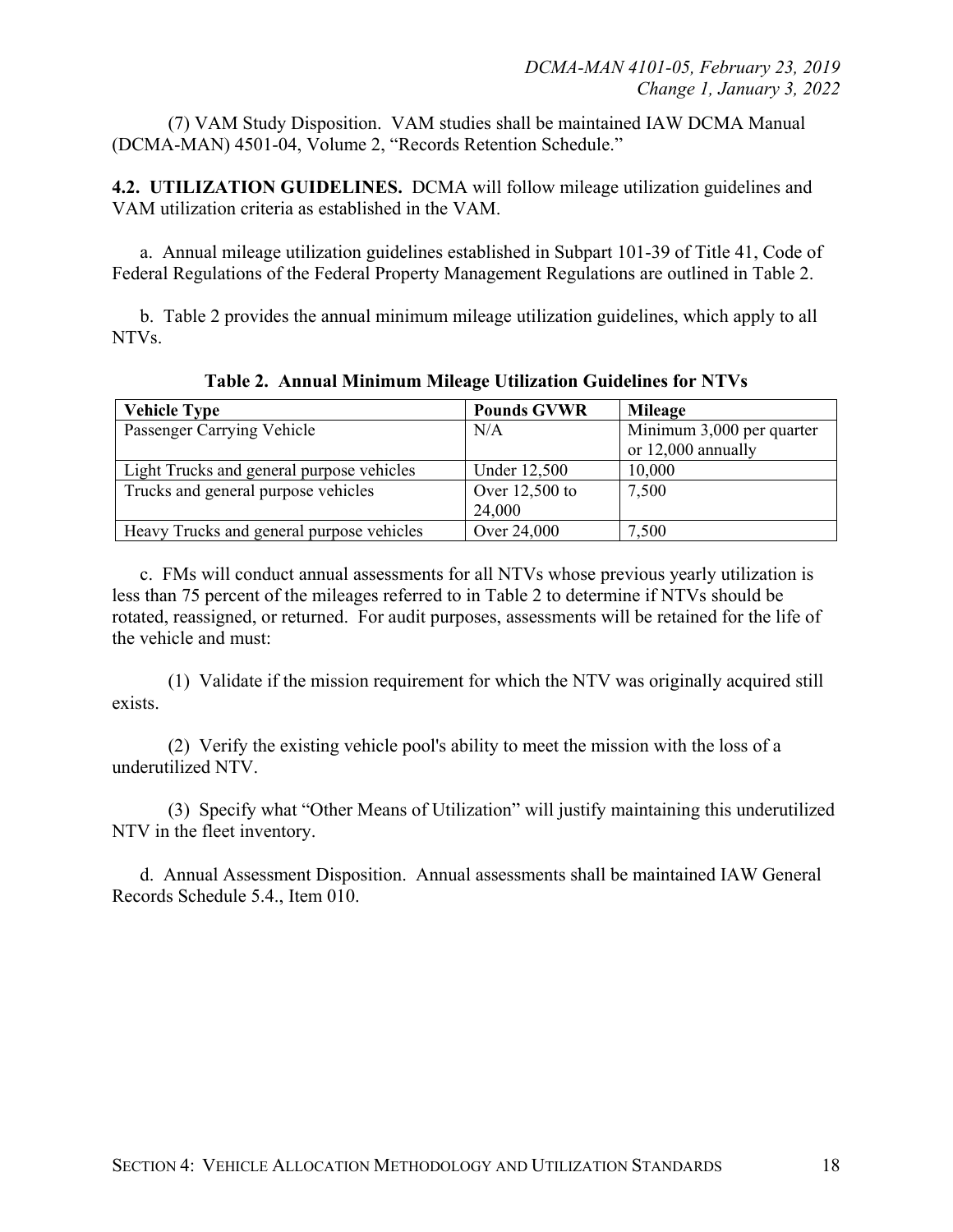(7) VAM Study Disposition. VAM studies shall be maintained IAW DCMA Manual (DCMA-MAN) 4501-04, Volume 2, "Records Retention Schedule."

**4.2. UTILIZATION GUIDELINES.** DCMA will follow mileage utilization guidelines and VAM utilization criteria as established in the VAM.

a. Annual mileage utilization guidelines established in Subpart 101-39 of Title 41, Code of Federal Regulations of the Federal Property Management Regulations are outlined in Table 2.

b. Table 2 provides the annual minimum mileage utilization guidelines, which apply to all NTVs.

**Table 2. Annual Minimum Mileage Utilization Guidelines for NTVs**

| Vehicle Type | Pounds GVWR | Mileage |
|---|---|---|
| Passenger Carrying Vehicle | N/A | Minimum 3,000 per quarter or 12,000 annually |
| Light Trucks and general purpose vehicles | Under 12,500 | 10,000 |
| Trucks and general purpose vehicles | Over 12,500 to 24,000 | 7,500 |
| Heavy Trucks and general purpose vehicles | Over 24,000 | 7,500 |

c. FMs will conduct annual assessments for all NTVs whose previous yearly utilization is less than 75 percent of the mileages referred to in Table 2 to determine if NTVs should be rotated, reassigned, or returned. For audit purposes, assessments will be retained for the life of the vehicle and must:

(1) Validate if the mission requirement for which the NTV was originally acquired still exists.

(2) Verify the existing vehicle pool's ability to meet the mission with the loss of a underutilized NTV.

(3) Specify what "Other Means of Utilization" will justify maintaining this underutilized NTV in the fleet inventory.

d. Annual Assessment Disposition. Annual assessments shall be maintained IAW General Records Schedule 5.4., Item 010.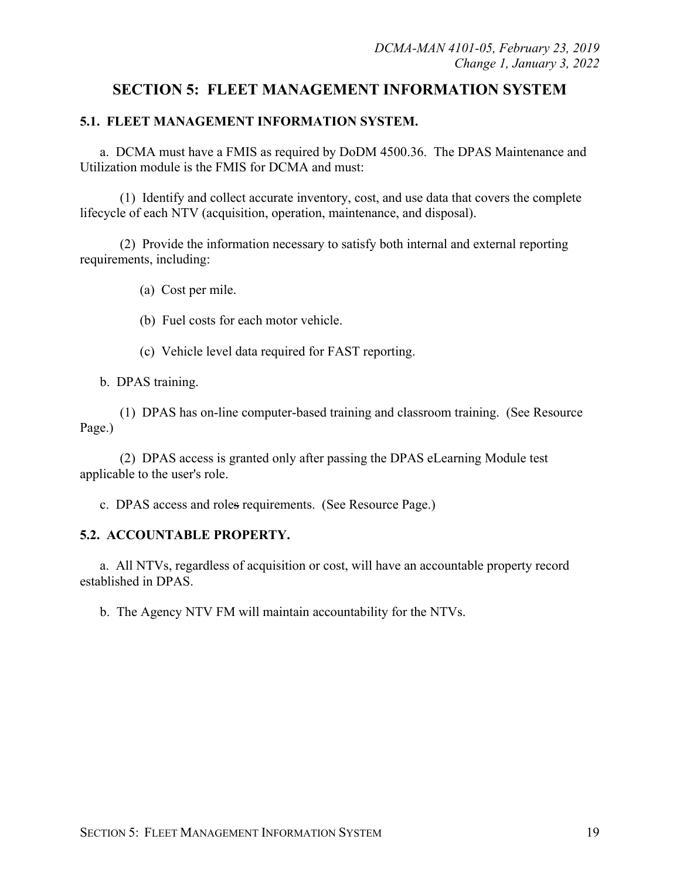# SECTION 5: FLEET MANAGEMENT INFORMATION SYSTEM

## 5.1. FLEET MANAGEMENT INFORMATION SYSTEM.

a. DCMA must have a FMIS as required by DoDM 4500.36. The DPAS Maintenance and Utilization module is the FMIS for DCMA and must:

(1) Identify and collect accurate inventory, cost, and use data that covers the complete lifecycle of each NTV (acquisition, operation, maintenance, and disposal).

(2) Provide the information necessary to satisfy both internal and external reporting requirements, including:

(a) Cost per mile.

(b) Fuel costs for each motor vehicle.

(c) Vehicle level data required for FAST reporting.

b. DPAS training.

(1) DPAS has on-line computer-based training and classroom training. (See Resource Page.)

(2) DPAS access is granted only after passing the DPAS eLearning Module test applicable to the user's role.

c. DPAS access and role~~s~~ requirements. (See Resource Page.)

## 5.2. ACCOUNTABLE PROPERTY.

a. All NTVs, regardless of acquisition or cost, will have an accountable property record established in DPAS.

b. The Agency NTV FM will maintain accountability for the NTVs.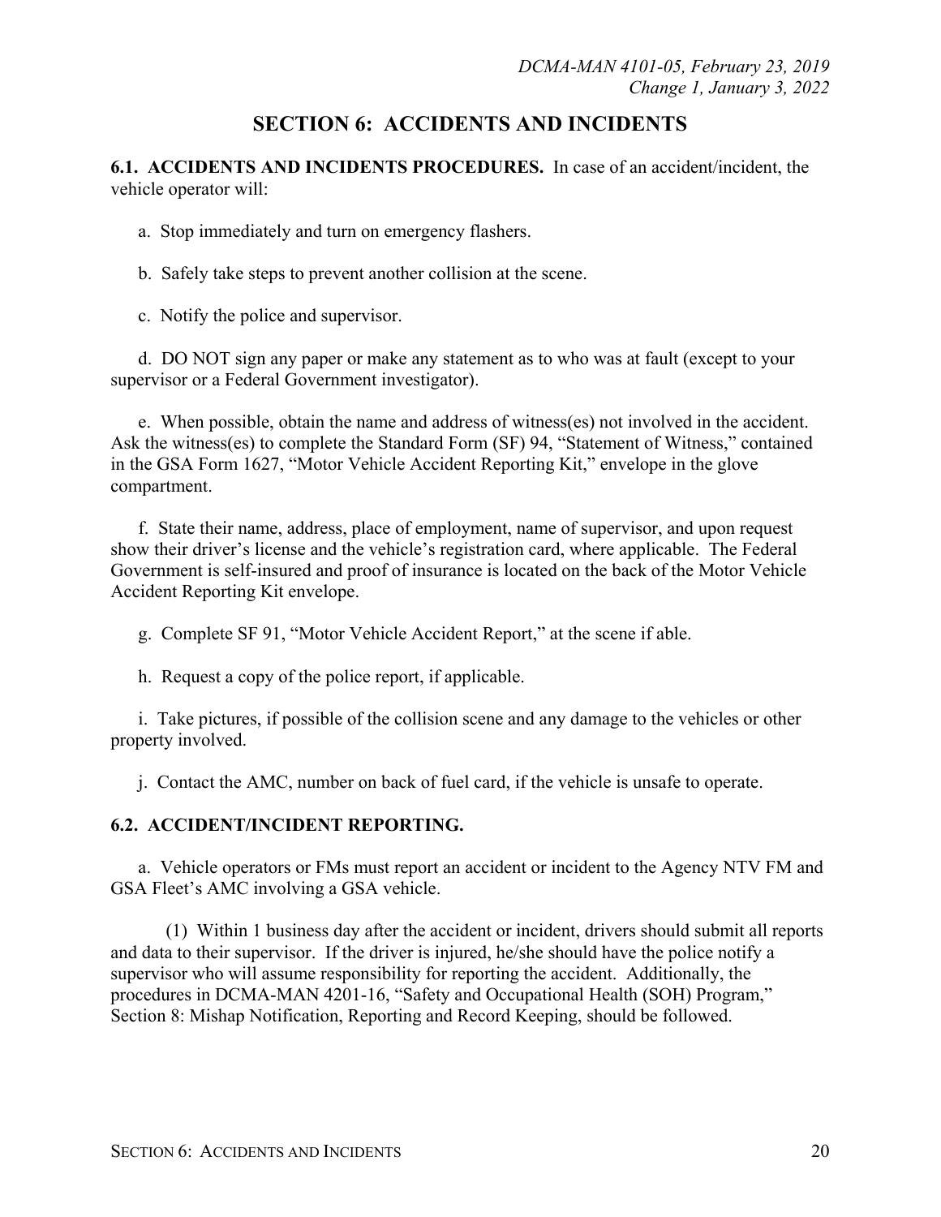# SECTION 6: ACCIDENTS AND INCIDENTS

**6.1. ACCIDENTS AND INCIDENTS PROCEDURES.** In case of an accident/incident, the vehicle operator will:

a. Stop immediately and turn on emergency flashers.

b. Safely take steps to prevent another collision at the scene.

c. Notify the police and supervisor.

d. DO NOT sign any paper or make any statement as to who was at fault (except to your supervisor or a Federal Government investigator).

e. When possible, obtain the name and address of witness(es) not involved in the accident. Ask the witness(es) to complete the Standard Form (SF) 94, "Statement of Witness," contained in the GSA Form 1627, "Motor Vehicle Accident Reporting Kit," envelope in the glove compartment.

f. State their name, address, place of employment, name of supervisor, and upon request show their driver's license and the vehicle's registration card, where applicable. The Federal Government is self-insured and proof of insurance is located on the back of the Motor Vehicle Accident Reporting Kit envelope.

g. Complete SF 91, "Motor Vehicle Accident Report," at the scene if able.

h. Request a copy of the police report, if applicable.

i. Take pictures, if possible of the collision scene and any damage to the vehicles or other property involved.

j. Contact the AMC, number on back of fuel card, if the vehicle is unsafe to operate.

**6.2. ACCIDENT/INCIDENT REPORTING.**

a. Vehicle operators or FMs must report an accident or incident to the Agency NTV FM and GSA Fleet's AMC involving a GSA vehicle.

(1) Within 1 business day after the accident or incident, drivers should submit all reports and data to their supervisor. If the driver is injured, he/she should have the police notify a supervisor who will assume responsibility for reporting the accident. Additionally, the procedures in DCMA-MAN 4201-16, "Safety and Occupational Health (SOH) Program," Section 8: Mishap Notification, Reporting and Record Keeping, should be followed.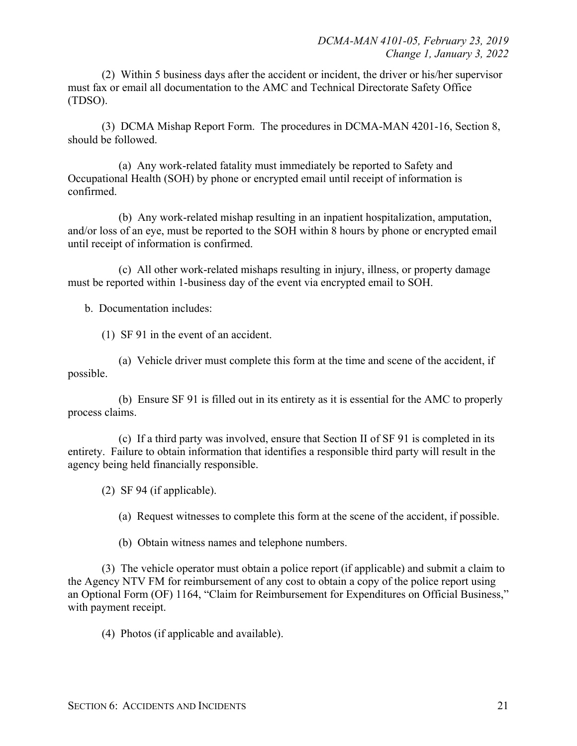(2) Within 5 business days after the accident or incident, the driver or his/her supervisor must fax or email all documentation to the AMC and Technical Directorate Safety Office (TDSO).

(3) DCMA Mishap Report Form. The procedures in DCMA-MAN 4201-16, Section 8, should be followed.

(a) Any work-related fatality must immediately be reported to Safety and Occupational Health (SOH) by phone or encrypted email until receipt of information is confirmed.

(b) Any work-related mishap resulting in an inpatient hospitalization, amputation, and/or loss of an eye, must be reported to the SOH within 8 hours by phone or encrypted email until receipt of information is confirmed.

(c) All other work-related mishaps resulting in injury, illness, or property damage must be reported within 1-business day of the event via encrypted email to SOH.

b. Documentation includes:

(1) SF 91 in the event of an accident.

(a) Vehicle driver must complete this form at the time and scene of the accident, if possible.

(b) Ensure SF 91 is filled out in its entirety as it is essential for the AMC to properly process claims.

(c) If a third party was involved, ensure that Section II of SF 91 is completed in its entirety. Failure to obtain information that identifies a responsible third party will result in the agency being held financially responsible.

(2) SF 94 (if applicable).

(a) Request witnesses to complete this form at the scene of the accident, if possible.

(b) Obtain witness names and telephone numbers.

(3) The vehicle operator must obtain a police report (if applicable) and submit a claim to the Agency NTV FM for reimbursement of any cost to obtain a copy of the police report using an Optional Form (OF) 1164, "Claim for Reimbursement for Expenditures on Official Business," with payment receipt.

(4) Photos (if applicable and available).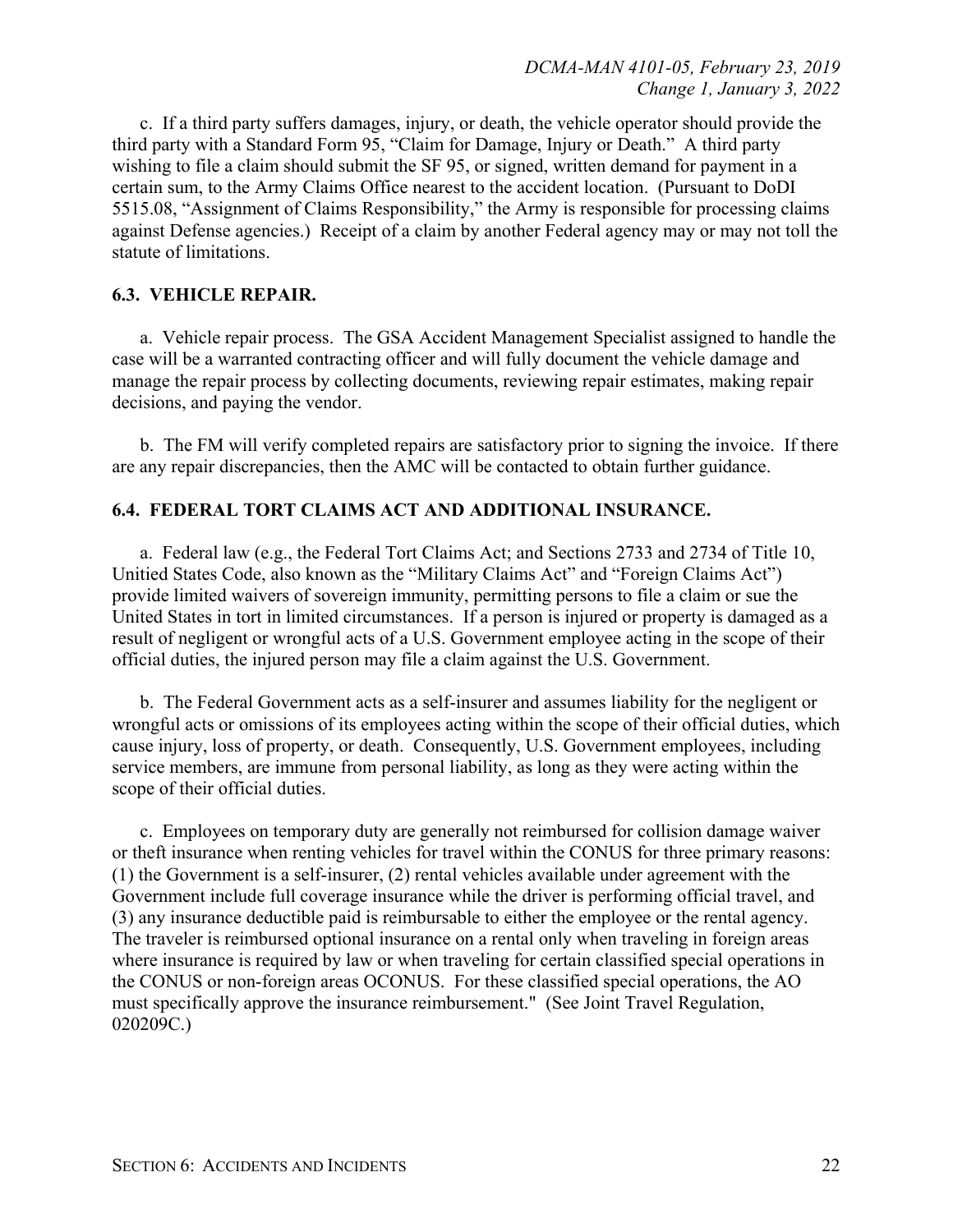c. If a third party suffers damages, injury, or death, the vehicle operator should provide the third party with a Standard Form 95, "Claim for Damage, Injury or Death." A third party wishing to file a claim should submit the SF 95, or signed, written demand for payment in a certain sum, to the Army Claims Office nearest to the accident location. (Pursuant to DoDI 5515.08, "Assignment of Claims Responsibility," the Army is responsible for processing claims against Defense agencies.) Receipt of a claim by another Federal agency may or may not toll the statute of limitations.

## 6.3. VEHICLE REPAIR.

a. Vehicle repair process. The GSA Accident Management Specialist assigned to handle the case will be a warranted contracting officer and will fully document the vehicle damage and manage the repair process by collecting documents, reviewing repair estimates, making repair decisions, and paying the vendor.

b. The FM will verify completed repairs are satisfactory prior to signing the invoice. If there are any repair discrepancies, then the AMC will be contacted to obtain further guidance.

## 6.4. FEDERAL TORT CLAIMS ACT AND ADDITIONAL INSURANCE.

a. Federal law (e.g., the Federal Tort Claims Act; and Sections 2733 and 2734 of Title 10, Unitied States Code, also known as the "Military Claims Act" and "Foreign Claims Act") provide limited waivers of sovereign immunity, permitting persons to file a claim or sue the United States in tort in limited circumstances. If a person is injured or property is damaged as a result of negligent or wrongful acts of a U.S. Government employee acting in the scope of their official duties, the injured person may file a claim against the U.S. Government.

b. The Federal Government acts as a self-insurer and assumes liability for the negligent or wrongful acts or omissions of its employees acting within the scope of their official duties, which cause injury, loss of property, or death. Consequently, U.S. Government employees, including service members, are immune from personal liability, as long as they were acting within the scope of their official duties.

c. Employees on temporary duty are generally not reimbursed for collision damage waiver or theft insurance when renting vehicles for travel within the CONUS for three primary reasons: (1) the Government is a self-insurer, (2) rental vehicles available under agreement with the Government include full coverage insurance while the driver is performing official travel, and (3) any insurance deductible paid is reimbursable to either the employee or the rental agency. The traveler is reimbursed optional insurance on a rental only when traveling in foreign areas where insurance is required by law or when traveling for certain classified special operations in the CONUS or non-foreign areas OCONUS. For these classified special operations, the AO must specifically approve the insurance reimbursement." (See Joint Travel Regulation, 020209C.)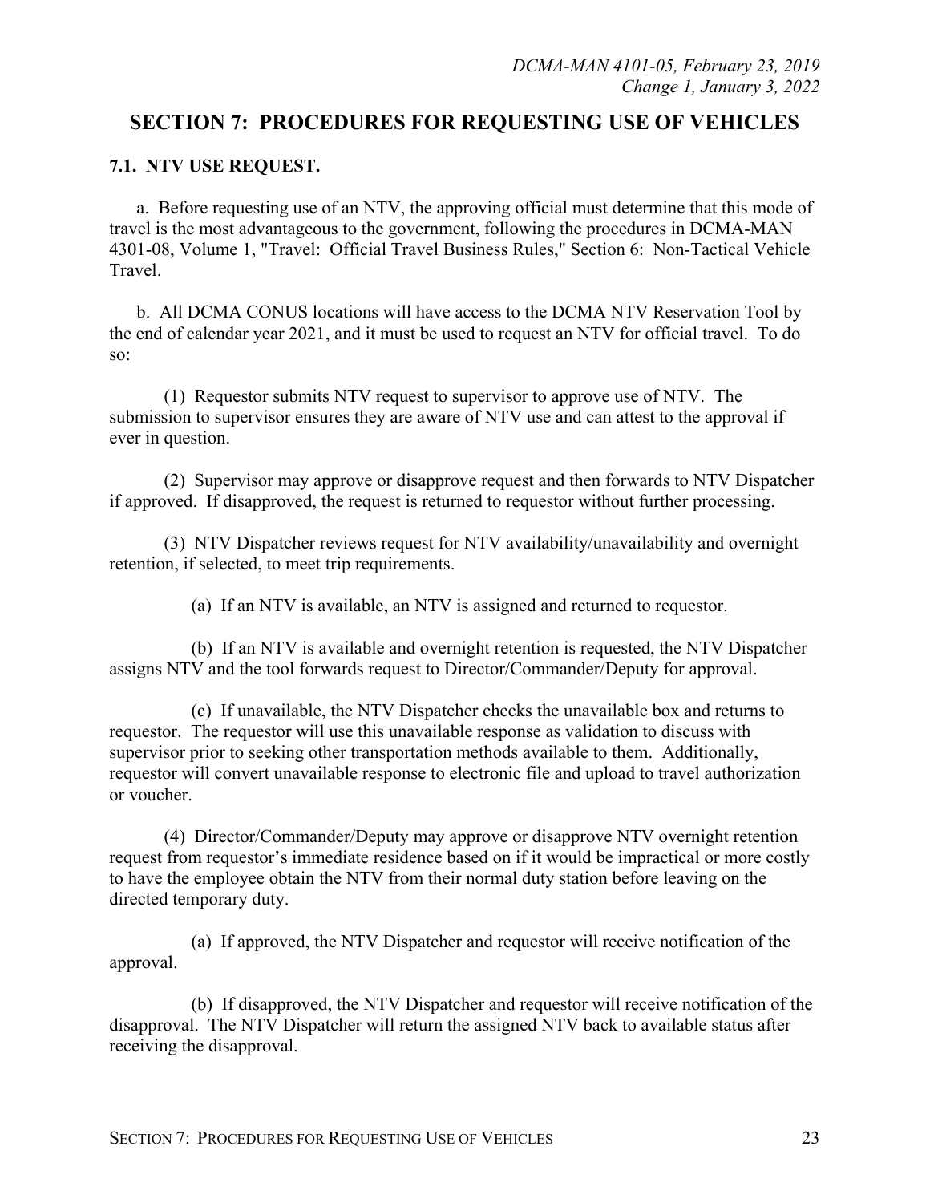## SECTION 7: PROCEDURES FOR REQUESTING USE OF VEHICLES

### 7.1. NTV USE REQUEST.

a. Before requesting use of an NTV, the approving official must determine that this mode of travel is the most advantageous to the government, following the procedures in DCMA-MAN 4301-08, Volume 1, "Travel: Official Travel Business Rules," Section 6: Non-Tactical Vehicle Travel.

b. All DCMA CONUS locations will have access to the DCMA NTV Reservation Tool by the end of calendar year 2021, and it must be used to request an NTV for official travel. To do so:

(1) Requestor submits NTV request to supervisor to approve use of NTV. The submission to supervisor ensures they are aware of NTV use and can attest to the approval if ever in question.

(2) Supervisor may approve or disapprove request and then forwards to NTV Dispatcher if approved. If disapproved, the request is returned to requestor without further processing.

(3) NTV Dispatcher reviews request for NTV availability/unavailability and overnight retention, if selected, to meet trip requirements.

(a) If an NTV is available, an NTV is assigned and returned to requestor.

(b) If an NTV is available and overnight retention is requested, the NTV Dispatcher assigns NTV and the tool forwards request to Director/Commander/Deputy for approval.

(c) If unavailable, the NTV Dispatcher checks the unavailable box and returns to requestor. The requestor will use this unavailable response as validation to discuss with supervisor prior to seeking other transportation methods available to them. Additionally, requestor will convert unavailable response to electronic file and upload to travel authorization or voucher.

(4) Director/Commander/Deputy may approve or disapprove NTV overnight retention request from requestor's immediate residence based on if it would be impractical or more costly to have the employee obtain the NTV from their normal duty station before leaving on the directed temporary duty.

(a) If approved, the NTV Dispatcher and requestor will receive notification of the approval.

(b) If disapproved, the NTV Dispatcher and requestor will receive notification of the disapproval. The NTV Dispatcher will return the assigned NTV back to available status after receiving the disapproval.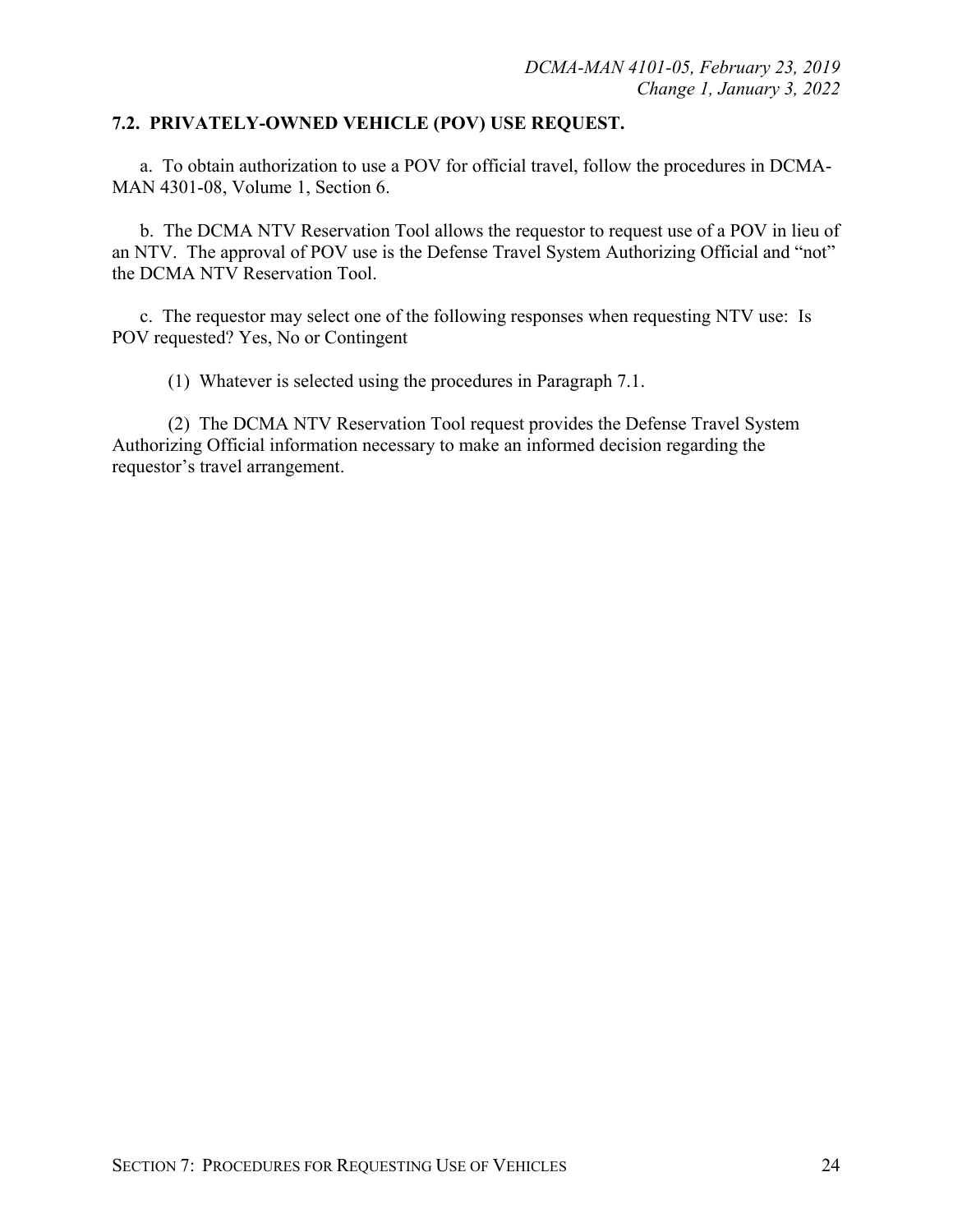## 7.2. PRIVATELY-OWNED VEHICLE (POV) USE REQUEST.

a. To obtain authorization to use a POV for official travel, follow the procedures in DCMA-MAN 4301-08, Volume 1, Section 6.

b. The DCMA NTV Reservation Tool allows the requestor to request use of a POV in lieu of an NTV. The approval of POV use is the Defense Travel System Authorizing Official and "not" the DCMA NTV Reservation Tool.

c. The requestor may select one of the following responses when requesting NTV use: Is POV requested? Yes, No or Contingent

(1) Whatever is selected using the procedures in Paragraph 7.1.

(2) The DCMA NTV Reservation Tool request provides the Defense Travel System Authorizing Official information necessary to make an informed decision regarding the requestor's travel arrangement.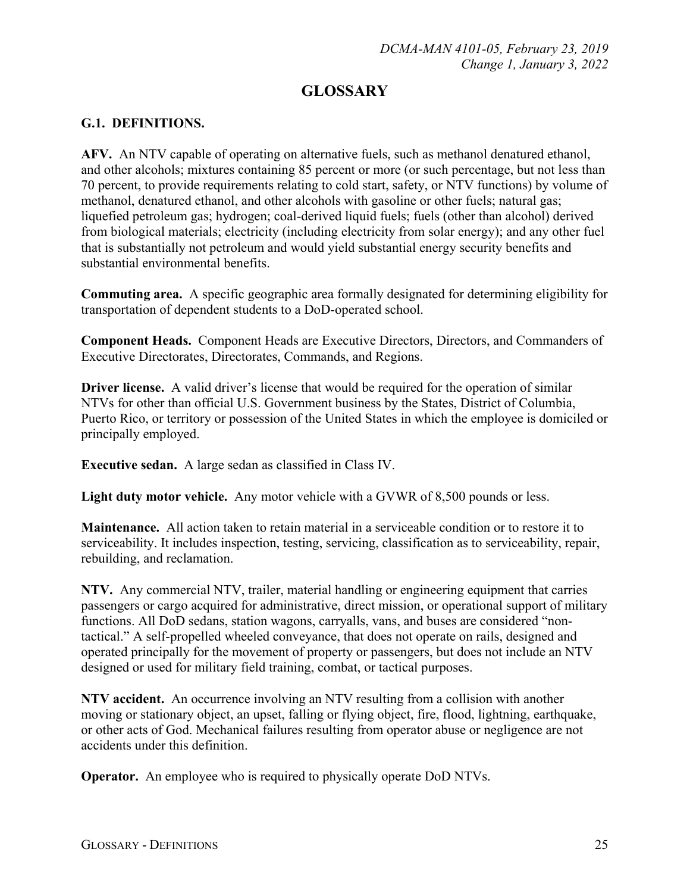# GLOSSARY

## G.1. DEFINITIONS.

**AFV.** An NTV capable of operating on alternative fuels, such as methanol denatured ethanol, and other alcohols; mixtures containing 85 percent or more (or such percentage, but not less than 70 percent, to provide requirements relating to cold start, safety, or NTV functions) by volume of methanol, denatured ethanol, and other alcohols with gasoline or other fuels; natural gas; liquefied petroleum gas; hydrogen; coal-derived liquid fuels; fuels (other than alcohol) derived from biological materials; electricity (including electricity from solar energy); and any other fuel that is substantially not petroleum and would yield substantial energy security benefits and substantial environmental benefits.

**Commuting area.** A specific geographic area formally designated for determining eligibility for transportation of dependent students to a DoD-operated school.

**Component Heads.** Component Heads are Executive Directors, Directors, and Commanders of Executive Directorates, Directorates, Commands, and Regions.

**Driver license.** A valid driver's license that would be required for the operation of similar NTVs for other than official U.S. Government business by the States, District of Columbia, Puerto Rico, or territory or possession of the United States in which the employee is domiciled or principally employed.

**Executive sedan.** A large sedan as classified in Class IV.

**Light duty motor vehicle.** Any motor vehicle with a GVWR of 8,500 pounds or less.

**Maintenance.** All action taken to retain material in a serviceable condition or to restore it to serviceability. It includes inspection, testing, servicing, classification as to serviceability, repair, rebuilding, and reclamation.

**NTV.** Any commercial NTV, trailer, material handling or engineering equipment that carries passengers or cargo acquired for administrative, direct mission, or operational support of military functions. All DoD sedans, station wagons, carryalls, vans, and buses are considered "non-tactical." A self-propelled wheeled conveyance, that does not operate on rails, designed and operated principally for the movement of property or passengers, but does not include an NTV designed or used for military field training, combat, or tactical purposes.

**NTV accident.** An occurrence involving an NTV resulting from a collision with another moving or stationary object, an upset, falling or flying object, fire, flood, lightning, earthquake, or other acts of God. Mechanical failures resulting from operator abuse or negligence are not accidents under this definition.

**Operator.** An employee who is required to physically operate DoD NTVs.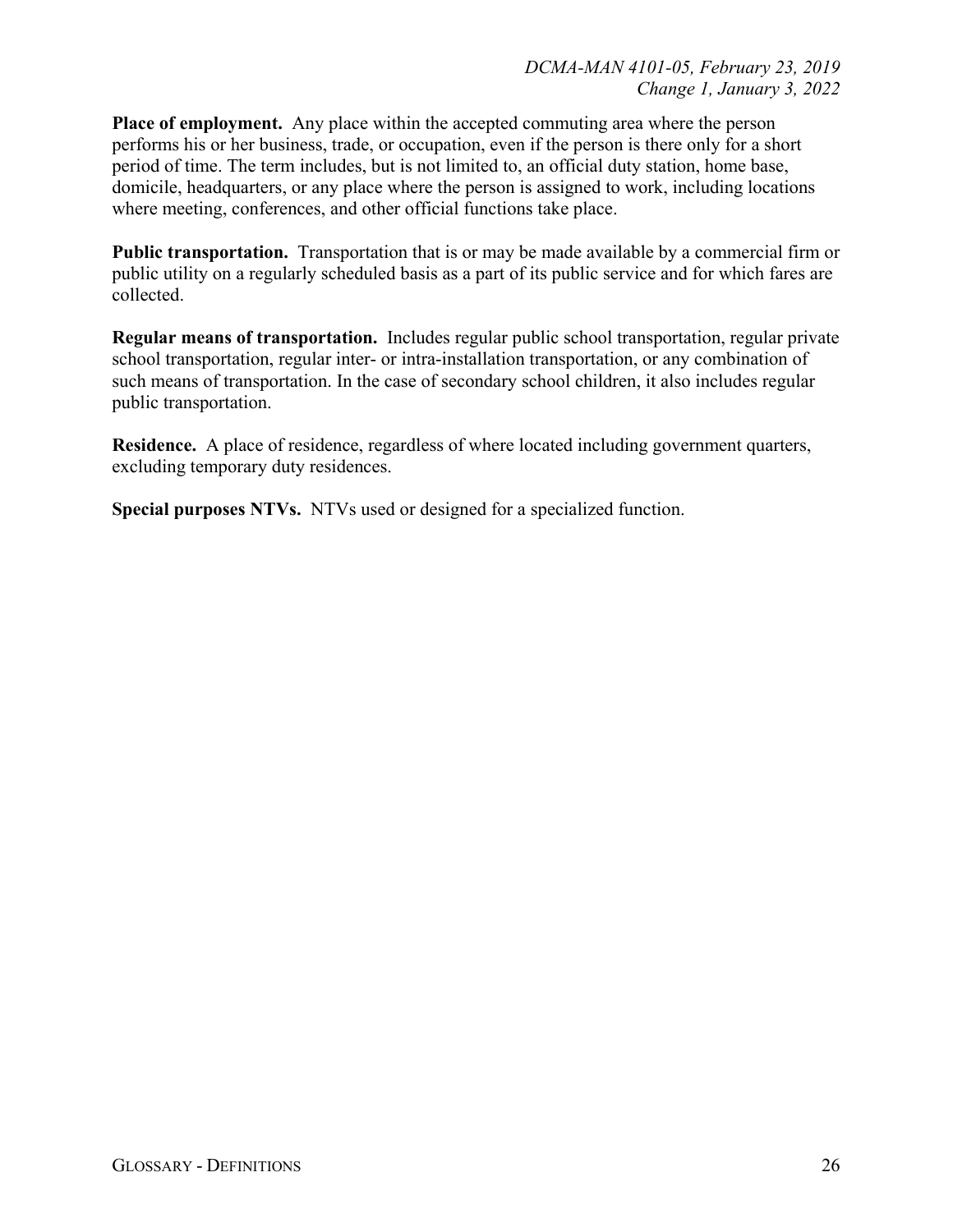**Place of employment.** Any place within the accepted commuting area where the person performs his or her business, trade, or occupation, even if the person is there only for a short period of time. The term includes, but is not limited to, an official duty station, home base, domicile, headquarters, or any place where the person is assigned to work, including locations where meeting, conferences, and other official functions take place.

**Public transportation.** Transportation that is or may be made available by a commercial firm or public utility on a regularly scheduled basis as a part of its public service and for which fares are collected.

**Regular means of transportation.** Includes regular public school transportation, regular private school transportation, regular inter- or intra-installation transportation, or any combination of such means of transportation. In the case of secondary school children, it also includes regular public transportation.

**Residence.** A place of residence, regardless of where located including government quarters, excluding temporary duty residences.

**Special purposes NTVs.** NTVs used or designed for a specialized function.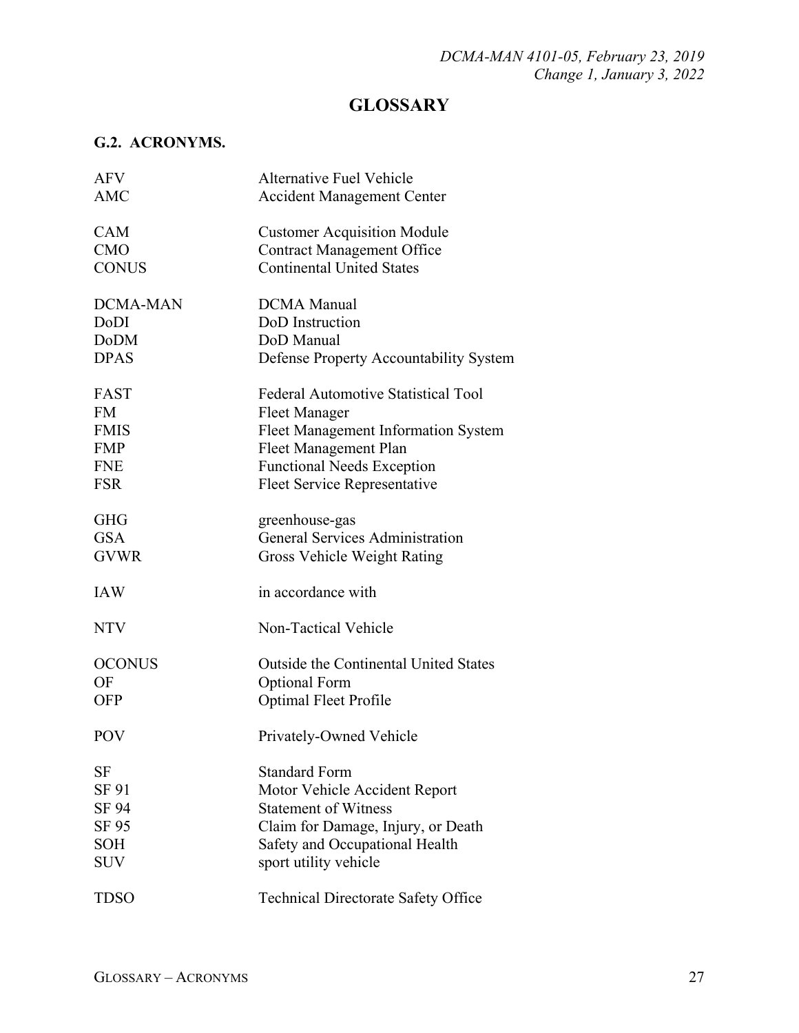# GLOSSARY

## G.2. ACRONYMS.

| | |
|---|---|
| AFV | Alternative Fuel Vehicle |
| AMC | Accident Management Center |
| CAM | Customer Acquisition Module |
| CMO | Contract Management Office |
| CONUS | Continental United States |
| DCMA-MAN | DCMA Manual |
| DoDI | DoD Instruction |
| DoDM | DoD Manual |
| DPAS | Defense Property Accountability System |
| FAST | Federal Automotive Statistical Tool |
| FM | Fleet Manager |
| FMIS | Fleet Management Information System |
| FMP | Fleet Management Plan |
| FNE | Functional Needs Exception |
| FSR | Fleet Service Representative |
| GHG | greenhouse-gas |
| GSA | General Services Administration |
| GVWR | Gross Vehicle Weight Rating |
| IAW | in accordance with |
| NTV | Non-Tactical Vehicle |
| OCONUS | Outside the Continental United States |
| OF | Optional Form |
| OFP | Optimal Fleet Profile |
| POV | Privately-Owned Vehicle |
| SF | Standard Form |
| SF 91 | Motor Vehicle Accident Report |
| SF 94 | Statement of Witness |
| SF 95 | Claim for Damage, Injury, or Death |
| SOH | Safety and Occupational Health |
| SUV | sport utility vehicle |
| TDSO | Technical Directorate Safety Office |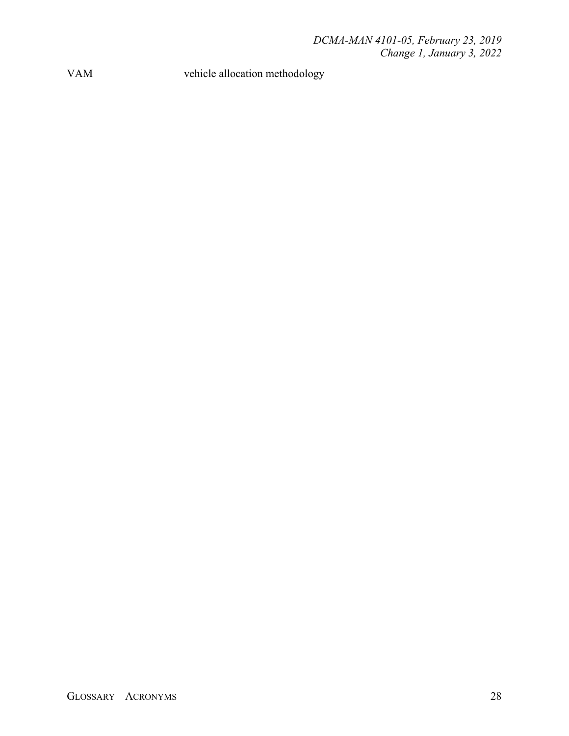| | |
|---|---|
| VAM | vehicle allocation methodology |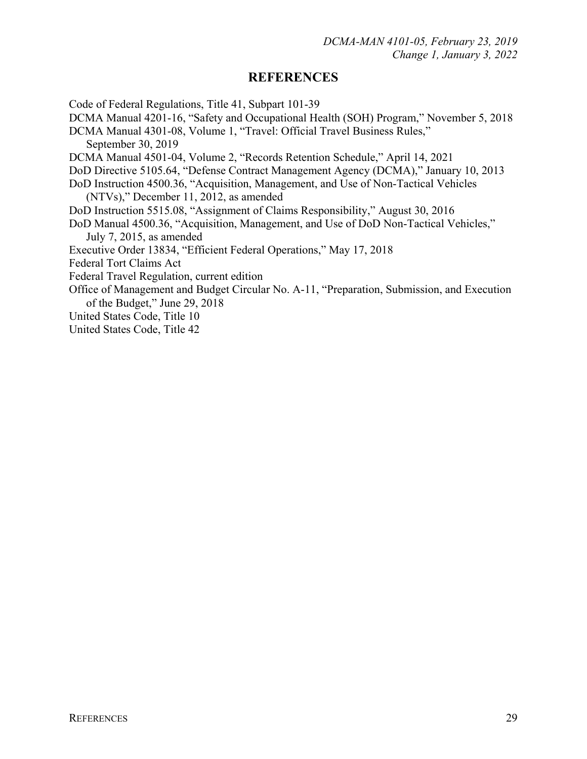# REFERENCES

Code of Federal Regulations, Title 41, Subpart 101-39

DCMA Manual 4201-16, "Safety and Occupational Health (SOH) Program," November 5, 2018

DCMA Manual 4301-08, Volume 1, "Travel: Official Travel Business Rules," September 30, 2019

DCMA Manual 4501-04, Volume 2, "Records Retention Schedule," April 14, 2021

DoD Directive 5105.64, "Defense Contract Management Agency (DCMA)," January 10, 2013

DoD Instruction 4500.36, "Acquisition, Management, and Use of Non-Tactical Vehicles (NTVs)," December 11, 2012, as amended

DoD Instruction 5515.08, "Assignment of Claims Responsibility," August 30, 2016

DoD Manual 4500.36, "Acquisition, Management, and Use of DoD Non-Tactical Vehicles," July 7, 2015, as amended

Executive Order 13834, "Efficient Federal Operations," May 17, 2018

Federal Tort Claims Act

Federal Travel Regulation, current edition

Office of Management and Budget Circular No. A-11, "Preparation, Submission, and Execution of the Budget," June 29, 2018

United States Code, Title 10

United States Code, Title 42